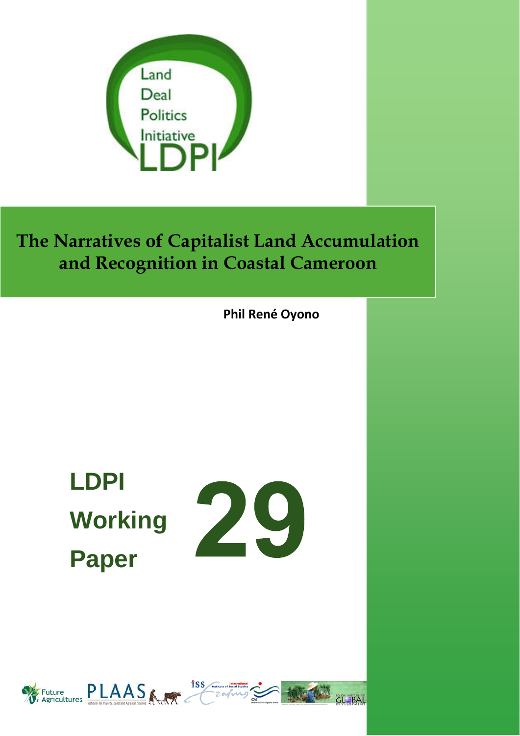Land Deal Politics Initiative

LDPI

# The Narratives of Capitalist Land Accumulation and Recognition in Coastal Cameroon

**Phil René Oyono**

**LDPI Working Paper 29**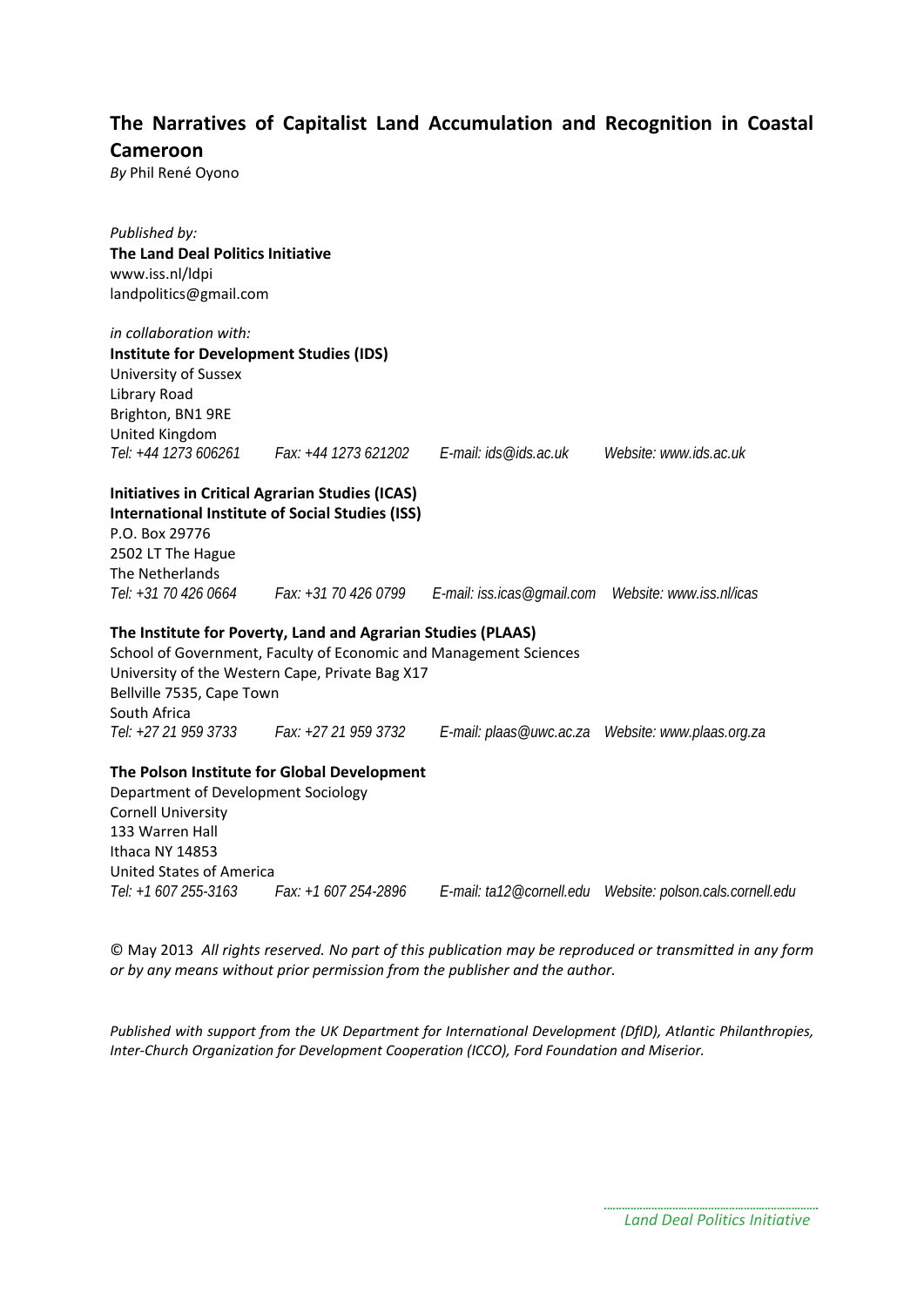# The Narratives of Capitalist Land Accumulation and Recognition in Coastal Cameroon

*By* Phil René Oyono

*Published by:*
**The Land Deal Politics Initiative**
www.iss.nl/ldpi
landpolitics@gmail.com

*in collaboration with:*
**Institute for Development Studies (IDS)**
University of Sussex
Library Road
Brighton, BN1 9RE
United Kingdom
*Tel: +44 1273 606261 Fax: +44 1273 621202 E-mail: ids@ids.ac.uk Website: www.ids.ac.uk*

**Initiatives in Critical Agrarian Studies (ICAS)**
**International Institute of Social Studies (ISS)**
P.O. Box 29776
2502 LT The Hague
The Netherlands
*Tel: +31 70 426 0664 Fax: +31 70 426 0799 E-mail: iss.icas@gmail.com Website: www.iss.nl/icas*

**The Institute for Poverty, Land and Agrarian Studies (PLAAS)**
School of Government, Faculty of Economic and Management Sciences
University of the Western Cape, Private Bag X17
Bellville 7535, Cape Town
South Africa
*Tel: +27 21 959 3733 Fax: +27 21 959 3732 E-mail: plaas@uwc.ac.za Website: www.plaas.org.za*

**The Polson Institute for Global Development**
Department of Development Sociology
Cornell University
133 Warren Hall
Ithaca NY 14853
United States of America
*Tel: +1 607 255-3163 Fax: +1 607 254-2896 E-mail: ta12@cornell.edu Website: polson.cals.cornell.edu*

© May 2013 *All rights reserved. No part of this publication may be reproduced or transmitted in any form or by any means without prior permission from the publisher and the author.*

*Published with support from the UK Department for International Development (DfID), Atlantic Philanthropies, Inter-Church Organization for Development Cooperation (ICCO), Ford Foundation and Miserior.*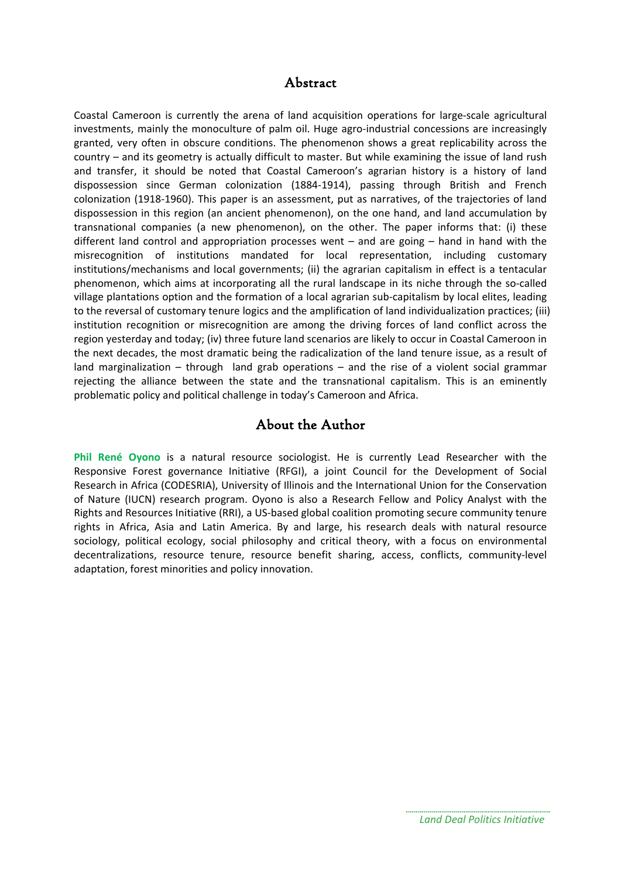## Abstract

Coastal Cameroon is currently the arena of land acquisition operations for large-scale agricultural investments, mainly the monoculture of palm oil. Huge agro-industrial concessions are increasingly granted, very often in obscure conditions. The phenomenon shows a great replicability across the country – and its geometry is actually difficult to master. But while examining the issue of land rush and transfer, it should be noted that Coastal Cameroon's agrarian history is a history of land dispossession since German colonization (1884-1914), passing through British and French colonization (1918-1960). This paper is an assessment, put as narratives, of the trajectories of land dispossession in this region (an ancient phenomenon), on the one hand, and land accumulation by transnational companies (a new phenomenon), on the other. The paper informs that: (i) these different land control and appropriation processes went – and are going – hand in hand with the misrecognition of institutions mandated for local representation, including customary institutions/mechanisms and local governments; (ii) the agrarian capitalism in effect is a tentacular phenomenon, which aims at incorporating all the rural landscape in its niche through the so-called village plantations option and the formation of a local agrarian sub-capitalism by local elites, leading to the reversal of customary tenure logics and the amplification of land individualization practices; (iii) institution recognition or misrecognition are among the driving forces of land conflict across the region yesterday and today; (iv) three future land scenarios are likely to occur in Coastal Cameroon in the next decades, the most dramatic being the radicalization of the land tenure issue, as a result of land marginalization – through land grab operations – and the rise of a violent social grammar rejecting the alliance between the state and the transnational capitalism. This is an eminently problematic policy and political challenge in today's Cameroon and Africa.

## About the Author

**Phil René Oyono** is a natural resource sociologist. He is currently Lead Researcher with the Responsive Forest governance Initiative (RFGI), a joint Council for the Development of Social Research in Africa (CODESRIA), University of Illinois and the International Union for the Conservation of Nature (IUCN) research program. Oyono is also a Research Fellow and Policy Analyst with the Rights and Resources Initiative (RRI), a US-based global coalition promoting secure community tenure rights in Africa, Asia and Latin America. By and large, his research deals with natural resource sociology, political ecology, social philosophy and critical theory, with a focus on environmental decentralizations, resource tenure, resource benefit sharing, access, conflicts, community-level adaptation, forest minorities and policy innovation.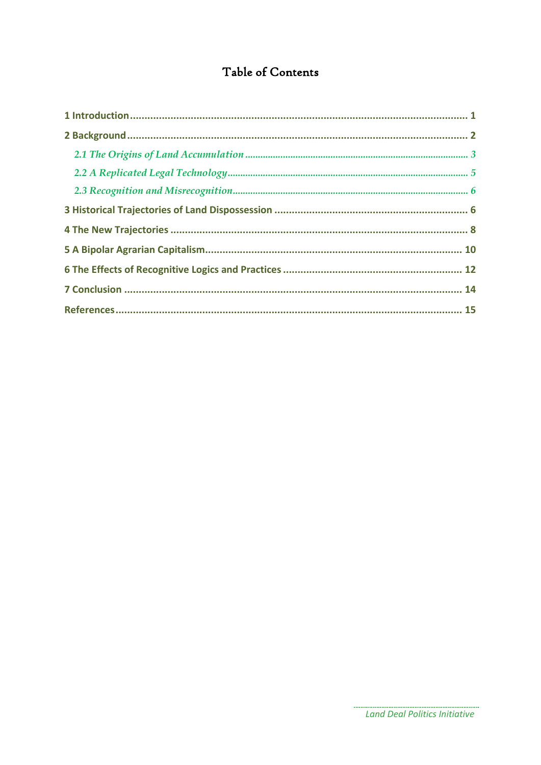# Table of Contents

**1 Introduction** ........................................................................................................... **1**

**2 Background** ........................................................................................................... **2**

*2.1 The Origins of Land Accumulation* ........................................................................ *3*

*2.2 A Replicated Legal Technology* ............................................................................. *5*

*2.3 Recognition and Misrecognition* ........................................................................... *6*

**3 Historical Trajectories of Land Dispossession** ........................................................ **6**

**4 The New Trajectories** ............................................................................................ **8**

**5 A Bipolar Agrarian Capitalism** ............................................................................... **10**

**6 The Effects of Recognitive Logics and Practices** .................................................... **12**

**7 Conclusion** ............................................................................................................ **14**

**References** ............................................................................................................... **15**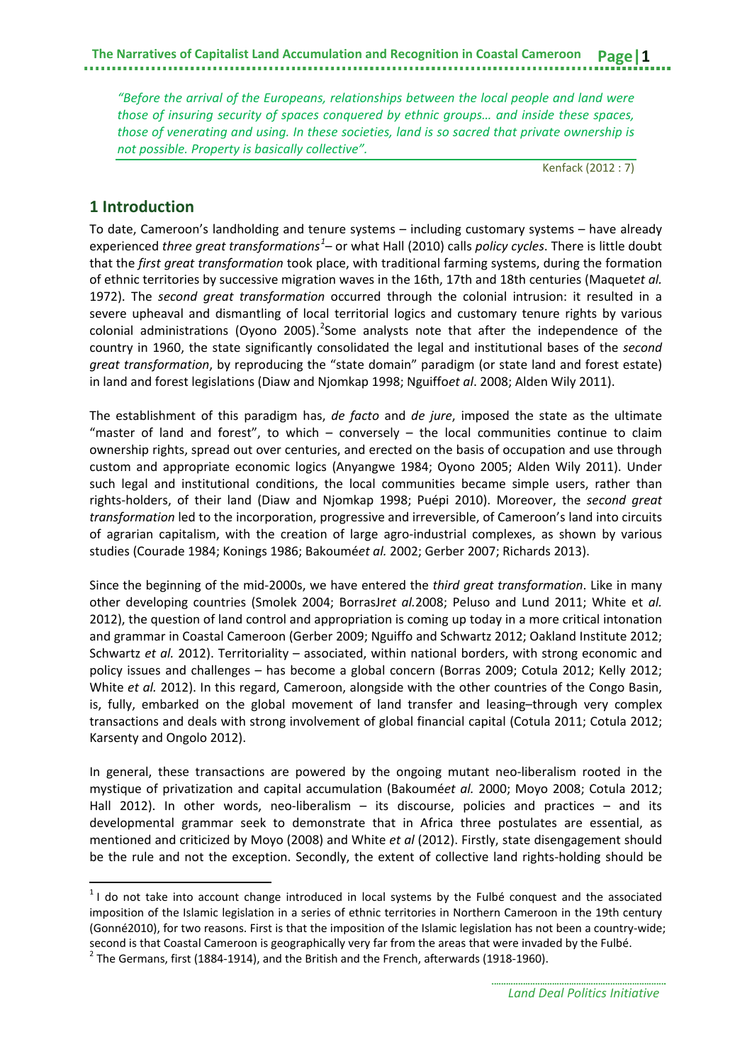*"Before the arrival of the Europeans, relationships between the local people and land were those of insuring security of spaces conquered by ethnic groups… and inside these spaces, those of venerating and using. In these societies, land is so sacred that private ownership is not possible. Property is basically collective".*

Kenfack (2012 : 7)

## 1 Introduction

To date, Cameroon's landholding and tenure systems – including customary systems – have already experienced *three great transformations*[1]– or what Hall (2010) calls *policy cycles*. There is little doubt that the *first great transformation* took place, with traditional farming systems, during the formation of ethnic territories by successive migration waves in the 16th, 17th and 18th centuries (Maquet*et al.* 1972). The *second great transformation* occurred through the colonial intrusion: it resulted in a severe upheaval and dismantling of local territorial logics and customary tenure rights by various colonial administrations (Oyono 2005).[2]Some analysts note that after the independence of the country in 1960, the state significantly consolidated the legal and institutional bases of the *second great transformation*, by reproducing the "state domain" paradigm (or state land and forest estate) in land and forest legislations (Diaw and Njomkap 1998; Nguiffo*et al*. 2008; Alden Wily 2011).

The establishment of this paradigm has, *de facto* and *de jure*, imposed the state as the ultimate "master of land and forest", to which – conversely – the local communities continue to claim ownership rights, spread out over centuries, and erected on the basis of occupation and use through custom and appropriate economic logics (Anyangwe 1984; Oyono 2005; Alden Wily 2011). Under such legal and institutional conditions, the local communities became simple users, rather than rights-holders, of their land (Diaw and Njomkap 1998; Puépi 2010). Moreover, the *second great transformation* led to the incorporation, progressive and irreversible, of Cameroon's land into circuits of agrarian capitalism, with the creation of large agro-industrial complexes, as shown by various studies (Courade 1984; Konings 1986; Bakoumé*et al.* 2002; Gerber 2007; Richards 2013).

Since the beginning of the mid-2000s, we have entered the *third great transformation*. Like in many other developing countries (Smolek 2004; BorrasJr*et al.*2008; Peluso and Lund 2011; White et *al.* 2012), the question of land control and appropriation is coming up today in a more critical intonation and grammar in Coastal Cameroon (Gerber 2009; Nguiffo and Schwartz 2012; Oakland Institute 2012; Schwartz *et al.* 2012). Territoriality – associated, within national borders, with strong economic and policy issues and challenges – has become a global concern (Borras 2009; Cotula 2012; Kelly 2012; White *et al.* 2012). In this regard, Cameroon, alongside with the other countries of the Congo Basin, is, fully, embarked on the global movement of land transfer and leasing–through very complex transactions and deals with strong involvement of global financial capital (Cotula 2011; Cotula 2012; Karsenty and Ongolo 2012).

In general, these transactions are powered by the ongoing mutant neo-liberalism rooted in the mystique of privatization and capital accumulation (Bakoumé*et al.* 2000; Moyo 2008; Cotula 2012; Hall 2012). In other words, neo-liberalism – its discourse, policies and practices – and its developmental grammar seek to demonstrate that in Africa three postulates are essential, as mentioned and criticized by Moyo (2008) and White *et al* (2012). Firstly, state disengagement should be the rule and not the exception. Secondly, the extent of collective land rights-holding should be

[1] I do not take into account change introduced in local systems by the Fulbé conquest and the associated imposition of the Islamic legislation in a series of ethnic territories in Northern Cameroon in the 19th century (Gonné2010), for two reasons. First is that the imposition of the Islamic legislation has not been a country-wide; second is that Coastal Cameroon is geographically very far from the areas that were invaded by the Fulbé.

[2] The Germans, first (1884-1914), and the British and the French, afterwards (1918-1960).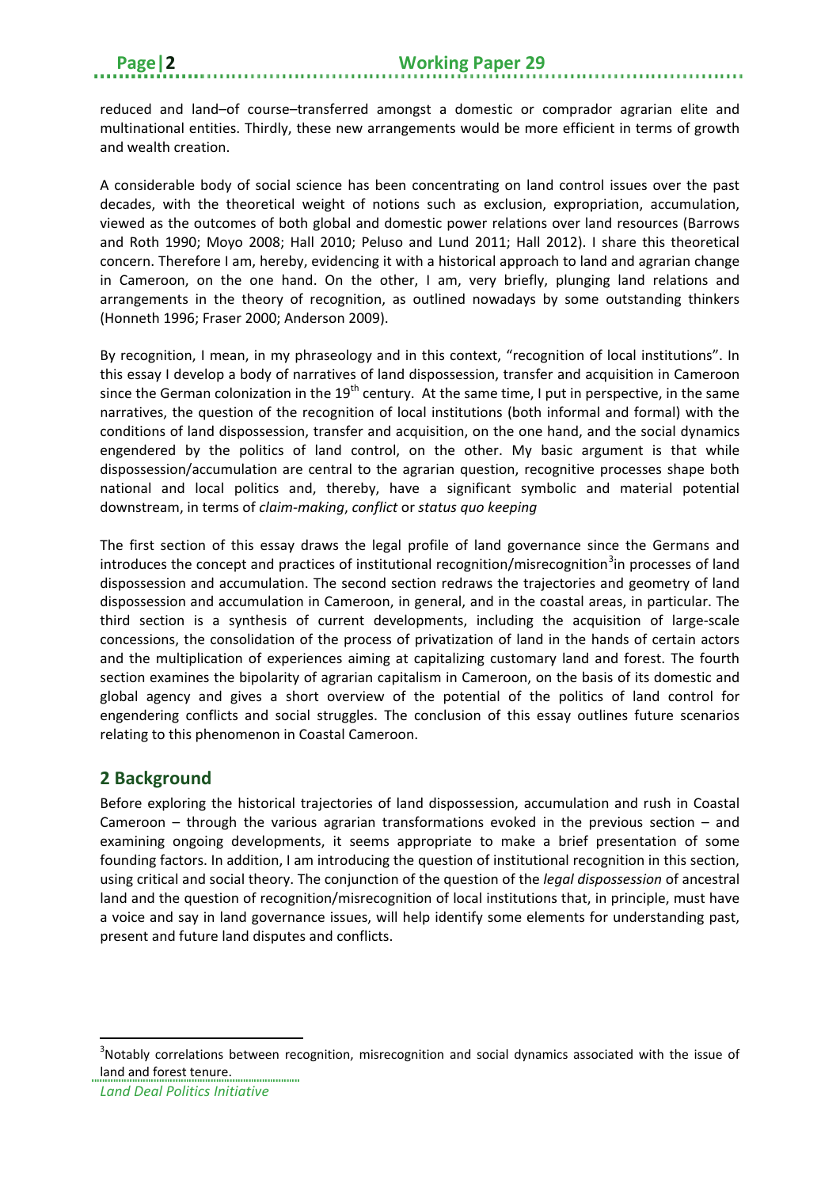reduced and land–of course–transferred amongst a domestic or comprador agrarian elite and multinational entities. Thirdly, these new arrangements would be more efficient in terms of growth and wealth creation.

A considerable body of social science has been concentrating on land control issues over the past decades, with the theoretical weight of notions such as exclusion, expropriation, accumulation, viewed as the outcomes of both global and domestic power relations over land resources (Barrows and Roth 1990; Moyo 2008; Hall 2010; Peluso and Lund 2011; Hall 2012). I share this theoretical concern. Therefore I am, hereby, evidencing it with a historical approach to land and agrarian change in Cameroon, on the one hand. On the other, I am, very briefly, plunging land relations and arrangements in the theory of recognition, as outlined nowadays by some outstanding thinkers (Honneth 1996; Fraser 2000; Anderson 2009).

By recognition, I mean, in my phraseology and in this context, "recognition of local institutions". In this essay I develop a body of narratives of land dispossession, transfer and acquisition in Cameroon since the German colonization in the 19th century. At the same time, I put in perspective, in the same narratives, the question of the recognition of local institutions (both informal and formal) with the conditions of land dispossession, transfer and acquisition, on the one hand, and the social dynamics engendered by the politics of land control, on the other. My basic argument is that while dispossession/accumulation are central to the agrarian question, recognitive processes shape both national and local politics and, thereby, have a significant symbolic and material potential downstream, in terms of *claim-making*, *conflict* or *status quo keeping*

The first section of this essay draws the legal profile of land governance since the Germans and introduces the concept and practices of institutional recognition/misrecognition[3] in processes of land dispossession and accumulation. The second section redraws the trajectories and geometry of land dispossession and accumulation in Cameroon, in general, and in the coastal areas, in particular. The third section is a synthesis of current developments, including the acquisition of large-scale concessions, the consolidation of the process of privatization of land in the hands of certain actors and the multiplication of experiences aiming at capitalizing customary land and forest. The fourth section examines the bipolarity of agrarian capitalism in Cameroon, on the basis of its domestic and global agency and gives a short overview of the potential of the politics of land control for engendering conflicts and social struggles. The conclusion of this essay outlines future scenarios relating to this phenomenon in Coastal Cameroon.

## 2 Background

Before exploring the historical trajectories of land dispossession, accumulation and rush in Coastal Cameroon – through the various agrarian transformations evoked in the previous section – and examining ongoing developments, it seems appropriate to make a brief presentation of some founding factors. In addition, I am introducing the question of institutional recognition in this section, using critical and social theory. The conjunction of the question of the *legal dispossession* of ancestral land and the question of recognition/misrecognition of local institutions that, in principle, must have a voice and say in land governance issues, will help identify some elements for understanding past, present and future land disputes and conflicts.

[3] Notably correlations between recognition, misrecognition and social dynamics associated with the issue of land and forest tenure.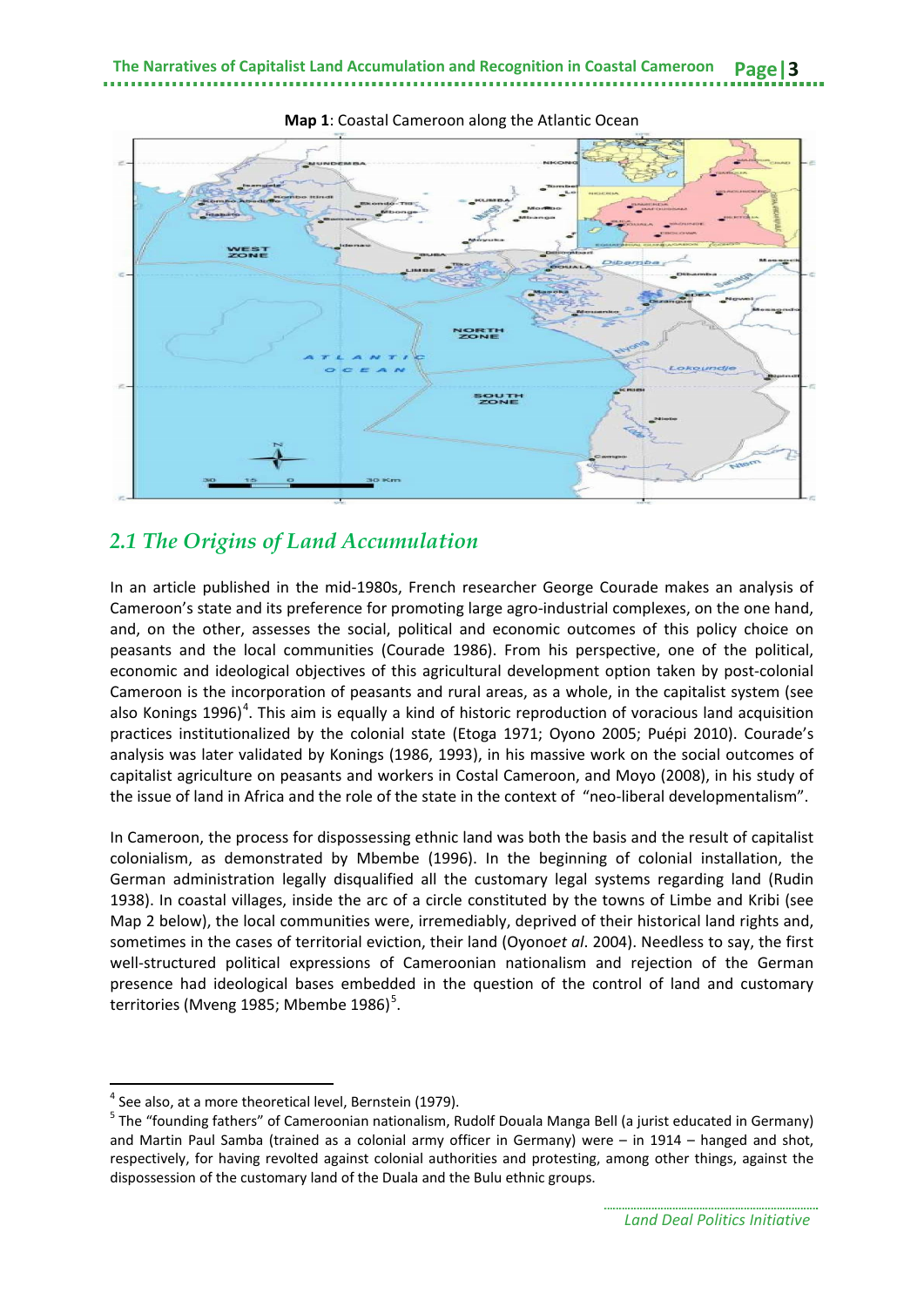**Map 1**: Coastal Cameroon along the Atlantic Ocean

## *2.1 The Origins of Land Accumulation*

In an article published in the mid-1980s, French researcher George Courade makes an analysis of Cameroon's state and its preference for promoting large agro-industrial complexes, on the one hand, and, on the other, assesses the social, political and economic outcomes of this policy choice on peasants and the local communities (Courade 1986). From his perspective, one of the political, economic and ideological objectives of this agricultural development option taken by post-colonial Cameroon is the incorporation of peasants and rural areas, as a whole, in the capitalist system (see also Konings 1996)[4]. This aim is equally a kind of historic reproduction of voracious land acquisition practices institutionalized by the colonial state (Etoga 1971; Oyono 2005; Puépi 2010). Courade's analysis was later validated by Konings (1986, 1993), in his massive work on the social outcomes of capitalist agriculture on peasants and workers in Costal Cameroon, and Moyo (2008), in his study of the issue of land in Africa and the role of the state in the context of "neo-liberal developmentalism".

In Cameroon, the process for dispossessing ethnic land was both the basis and the result of capitalist colonialism, as demonstrated by Mbembe (1996). In the beginning of colonial installation, the German administration legally disqualified all the customary legal systems regarding land (Rudin 1938). In coastal villages, inside the arc of a circle constituted by the towns of Limbe and Kribi (see Map 2 below), the local communities were, irremediably, deprived of their historical land rights and, sometimes in the cases of territorial eviction, their land (Oyono*et al*. 2004). Needless to say, the first well-structured political expressions of Cameroonian nationalism and rejection of the German presence had ideological bases embedded in the question of the control of land and customary territories (Mveng 1985; Mbembe 1986)[5].

---

[4] See also, at a more theoretical level, Bernstein (1979).

[5] The "founding fathers" of Cameroonian nationalism, Rudolf Douala Manga Bell (a jurist educated in Germany) and Martin Paul Samba (trained as a colonial army officer in Germany) were – in 1914 – hanged and shot, respectively, for having revolted against colonial authorities and protesting, among other things, against the dispossession of the customary land of the Duala and the Bulu ethnic groups.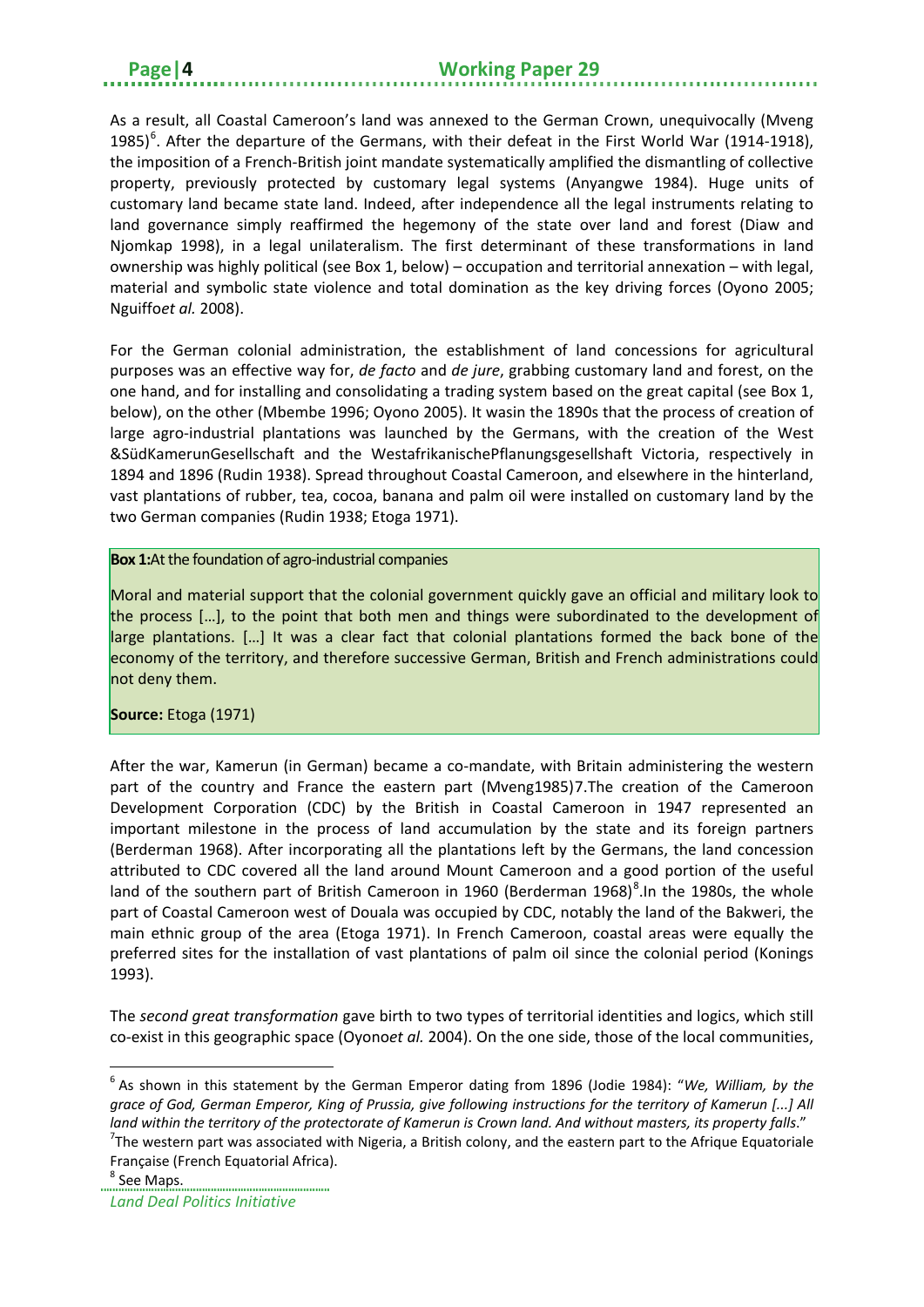As a result, all Coastal Cameroon's land was annexed to the German Crown, unequivocally (Mveng 1985)[6]. After the departure of the Germans, with their defeat in the First World War (1914-1918), the imposition of a French-British joint mandate systematically amplified the dismantling of collective property, previously protected by customary legal systems (Anyangwe 1984). Huge units of customary land became state land. Indeed, after independence all the legal instruments relating to land governance simply reaffirmed the hegemony of the state over land and forest (Diaw and Njomkap 1998), in a legal unilateralism. The first determinant of these transformations in land ownership was highly political (see Box 1, below) – occupation and territorial annexation – with legal, material and symbolic state violence and total domination as the key driving forces (Oyono 2005; Nguiffo*et al.* 2008).

For the German colonial administration, the establishment of land concessions for agricultural purposes was an effective way for, *de facto* and *de jure*, grabbing customary land and forest, on the one hand, and for installing and consolidating a trading system based on the great capital (see Box 1, below), on the other (Mbembe 1996; Oyono 2005). It wasin the 1890s that the process of creation of large agro-industrial plantations was launched by the Germans, with the creation of the West &SüdKamerunGesellschaft and the WestafrikanischePflanungsgesellshaft Victoria, respectively in 1894 and 1896 (Rudin 1938). Spread throughout Coastal Cameroon, and elsewhere in the hinterland, vast plantations of rubber, tea, cocoa, banana and palm oil were installed on customary land by the two German companies (Rudin 1938; Etoga 1971).

> **Box 1:** At the foundation of agro-industrial companies
>
> Moral and material support that the colonial government quickly gave an official and military look to the process […], to the point that both men and things were subordinated to the development of large plantations. […] It was a clear fact that colonial plantations formed the back bone of the economy of the territory, and therefore successive German, British and French administrations could not deny them.
>
> **Source:** Etoga (1971)

After the war, Kamerun (in German) became a co-mandate, with Britain administering the western part of the country and France the eastern part (Mveng1985)7.The creation of the Cameroon Development Corporation (CDC) by the British in Coastal Cameroon in 1947 represented an important milestone in the process of land accumulation by the state and its foreign partners (Berderman 1968). After incorporating all the plantations left by the Germans, the land concession attributed to CDC covered all the land around Mount Cameroon and a good portion of the useful land of the southern part of British Cameroon in 1960 (Berderman 1968)[8].In the 1980s, the whole part of Coastal Cameroon west of Douala was occupied by CDC, notably the land of the Bakweri, the main ethnic group of the area (Etoga 1971). In French Cameroon, coastal areas were equally the preferred sites for the installation of vast plantations of palm oil since the colonial period (Konings 1993).

The *second great transformation* gave birth to two types of territorial identities and logics, which still co-exist in this geographic space (Oyono*et al.* 2004). On the one side, those of the local communities,

---

[6] As shown in this statement by the German Emperor dating from 1896 (Jodie 1984): "*We, William, by the grace of God, German Emperor, King of Prussia, give following instructions for the territory of Kamerun [...] All land within the territory of the protectorate of Kamerun is Crown land. And without masters, its property falls.*"

[7] The western part was associated with Nigeria, a British colony, and the eastern part to the Afrique Equatoriale Française (French Equatorial Africa).

[8] See Maps.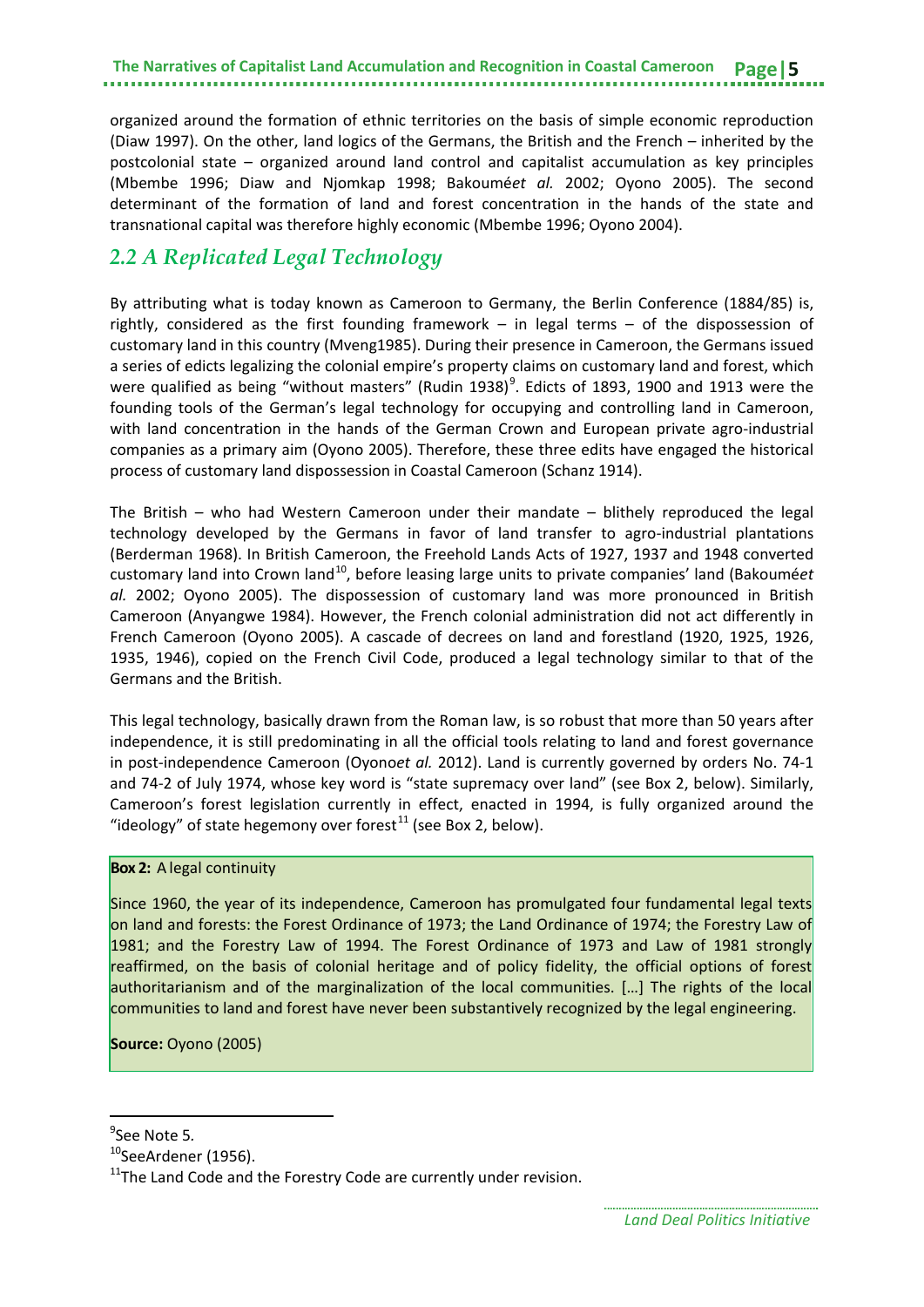organized around the formation of ethnic territories on the basis of simple economic reproduction (Diaw 1997). On the other, land logics of the Germans, the British and the French – inherited by the postcolonial state – organized around land control and capitalist accumulation as key principles (Mbembe 1996; Diaw and Njomkap 1998; Bakouméet *al.* 2002; Oyono 2005). The second determinant of the formation of land and forest concentration in the hands of the state and transnational capital was therefore highly economic (Mbembe 1996; Oyono 2004).

## *2.2 A Replicated Legal Technology*

By attributing what is today known as Cameroon to Germany, the Berlin Conference (1884/85) is, rightly, considered as the first founding framework – in legal terms – of the dispossession of customary land in this country (Mveng1985). During their presence in Cameroon, the Germans issued a series of edicts legalizing the colonial empire's property claims on customary land and forest, which were qualified as being "without masters" (Rudin 1938)[9]. Edicts of 1893, 1900 and 1913 were the founding tools of the German's legal technology for occupying and controlling land in Cameroon, with land concentration in the hands of the German Crown and European private agro-industrial companies as a primary aim (Oyono 2005). Therefore, these three edits have engaged the historical process of customary land dispossession in Coastal Cameroon (Schanz 1914).

The British – who had Western Cameroon under their mandate – blithely reproduced the legal technology developed by the Germans in favor of land transfer to agro-industrial plantations (Berderman 1968). In British Cameroon, the Freehold Lands Acts of 1927, 1937 and 1948 converted customary land into Crown land[10], before leasing large units to private companies' land (Bakouméet *al.* 2002; Oyono 2005). The dispossession of customary land was more pronounced in British Cameroon (Anyangwe 1984). However, the French colonial administration did not act differently in French Cameroon (Oyono 2005). A cascade of decrees on land and forestland (1920, 1925, 1926, 1935, 1946), copied on the French Civil Code, produced a legal technology similar to that of the Germans and the British.

This legal technology, basically drawn from the Roman law, is so robust that more than 50 years after independence, it is still predominating in all the official tools relating to land and forest governance in post-independence Cameroon (Oyonoet *al.* 2012). Land is currently governed by orders No. 74-1 and 74-2 of July 1974, whose key word is "state supremacy over land" (see Box 2, below). Similarly, Cameroon's forest legislation currently in effect, enacted in 1994, is fully organized around the "ideology" of state hegemony over forest[11] (see Box 2, below).

> **Box 2:** A legal continuity
>
> Since 1960, the year of its independence, Cameroon has promulgated four fundamental legal texts on land and forests: the Forest Ordinance of 1973; the Land Ordinance of 1974; the Forestry Law of 1981; and the Forestry Law of 1994. The Forest Ordinance of 1973 and Law of 1981 strongly reaffirmed, on the basis of colonial heritage and of policy fidelity, the official options of forest authoritarianism and of the marginalization of the local communities. […] The rights of the local communities to land and forest have never been substantively recognized by the legal engineering.
>
> **Source:** Oyono (2005)

---

[9] See Note 5.

[10] SeeArdener (1956).

[11] The Land Code and the Forestry Code are currently under revision.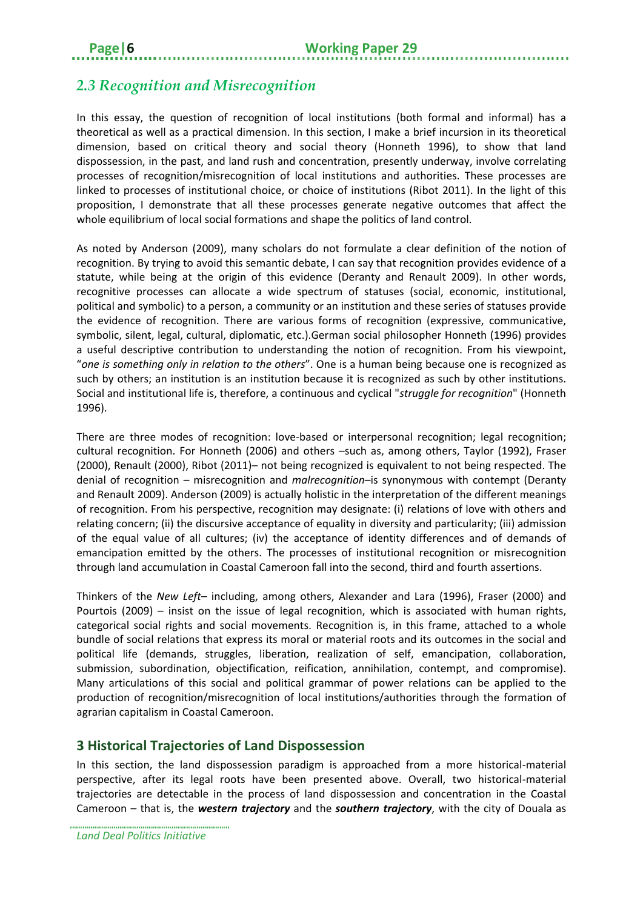## *2.3 Recognition and Misrecognition*

In this essay, the question of recognition of local institutions (both formal and informal) has a theoretical as well as a practical dimension. In this section, I make a brief incursion in its theoretical dimension, based on critical theory and social theory (Honneth 1996), to show that land dispossession, in the past, and land rush and concentration, presently underway, involve correlating processes of recognition/misrecognition of local institutions and authorities. These processes are linked to processes of institutional choice, or choice of institutions (Ribot 2011). In the light of this proposition, I demonstrate that all these processes generate negative outcomes that affect the whole equilibrium of local social formations and shape the politics of land control.

As noted by Anderson (2009), many scholars do not formulate a clear definition of the notion of recognition. By trying to avoid this semantic debate, I can say that recognition provides evidence of a statute, while being at the origin of this evidence (Deranty and Renault 2009). In other words, recognitive processes can allocate a wide spectrum of statuses (social, economic, institutional, political and symbolic) to a person, a community or an institution and these series of statuses provide the evidence of recognition. There are various forms of recognition (expressive, communicative, symbolic, silent, legal, cultural, diplomatic, etc.).German social philosopher Honneth (1996) provides a useful descriptive contribution to understanding the notion of recognition. From his viewpoint, "*one is something only in relation to the others*". One is a human being because one is recognized as such by others; an institution is an institution because it is recognized as such by other institutions. Social and institutional life is, therefore, a continuous and cyclical "*struggle for recognition*" (Honneth 1996).

There are three modes of recognition: love-based or interpersonal recognition; legal recognition; cultural recognition. For Honneth (2006) and others –such as, among others, Taylor (1992), Fraser (2000), Renault (2000), Ribot (2011)– not being recognized is equivalent to not being respected. The denial of recognition – misrecognition and *malrecognition*–is synonymous with contempt (Deranty and Renault 2009). Anderson (2009) is actually holistic in the interpretation of the different meanings of recognition. From his perspective, recognition may designate: (i) relations of love with others and relating concern; (ii) the discursive acceptance of equality in diversity and particularity; (iii) admission of the equal value of all cultures; (iv) the acceptance of identity differences and of demands of emancipation emitted by the others. The processes of institutional recognition or misrecognition through land accumulation in Coastal Cameroon fall into the second, third and fourth assertions.

Thinkers of the *New Left*– including, among others, Alexander and Lara (1996), Fraser (2000) and Pourtois (2009) – insist on the issue of legal recognition, which is associated with human rights, categorical social rights and social movements. Recognition is, in this frame, attached to a whole bundle of social relations that express its moral or material roots and its outcomes in the social and political life (demands, struggles, liberation, realization of self, emancipation, collaboration, submission, subordination, objectification, reification, annihilation, contempt, and compromise). Many articulations of this social and political grammar of power relations can be applied to the production of recognition/misrecognition of local institutions/authorities through the formation of agrarian capitalism in Coastal Cameroon.

# 3 Historical Trajectories of Land Dispossession

In this section, the land dispossession paradigm is approached from a more historical-material perspective, after its legal roots have been presented above. Overall, two historical-material trajectories are detectable in the process of land dispossession and concentration in the Coastal Cameroon – that is, the ***western trajectory*** and the ***southern trajectory***, with the city of Douala as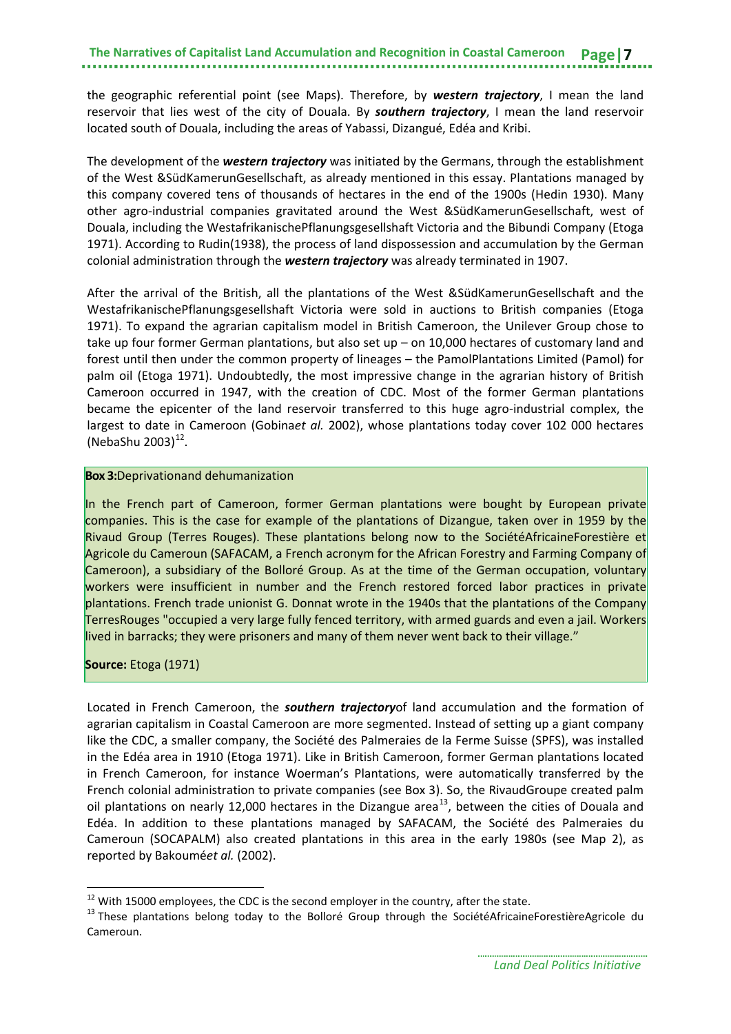the geographic referential point (see Maps). Therefore, by ***western trajectory***, I mean the land reservoir that lies west of the city of Douala. By ***southern trajectory***, I mean the land reservoir located south of Douala, including the areas of Yabassi, Dizangué, Edéa and Kribi.

The development of the ***western trajectory*** was initiated by the Germans, through the establishment of the West &SüdKamerunGesellschaft, as already mentioned in this essay. Plantations managed by this company covered tens of thousands of hectares in the end of the 1900s (Hedin 1930). Many other agro-industrial companies gravitated around the West &SüdKamerunGesellschaft, west of Douala, including the WestafrikanischePflanungsgesellshaft Victoria and the Bibundi Company (Etoga 1971). According to Rudin(1938), the process of land dispossession and accumulation by the German colonial administration through the ***western trajectory*** was already terminated in 1907.

After the arrival of the British, all the plantations of the West &SüdKamerunGesellschaft and the WestafrikanischePflanungsgesellshaft Victoria were sold in auctions to British companies (Etoga 1971). To expand the agrarian capitalism model in British Cameroon, the Unilever Group chose to take up four former German plantations, but also set up – on 10,000 hectares of customary land and forest until then under the common property of lineages – the PamolPlantations Limited (Pamol) for palm oil (Etoga 1971). Undoubtedly, the most impressive change in the agrarian history of British Cameroon occurred in 1947, with the creation of CDC. Most of the former German plantations became the epicenter of the land reservoir transferred to this huge agro-industrial complex, the largest to date in Cameroon (Gobina*et al.* 2002), whose plantations today cover 102 000 hectares (NebaShu 2003)[12].

**Box 3:**Deprivationand dehumanization

In the French part of Cameroon, former German plantations were bought by European private companies. This is the case for example of the plantations of Dizangue, taken over in 1959 by the Rivaud Group (Terres Rouges). These plantations belong now to the SociétéAfricaineForestière et Agricole du Cameroun (SAFACAM, a French acronym for the African Forestry and Farming Company of Cameroon), a subsidiary of the Bolloré Group. As at the time of the German occupation, voluntary workers were insufficient in number and the French restored forced labor practices in private plantations. French trade unionist G. Donnat wrote in the 1940s that the plantations of the Company TerresRouges "occupied a very large fully fenced territory, with armed guards and even a jail. Workers lived in barracks; they were prisoners and many of them never went back to their village."

**Source:** Etoga (1971)

Located in French Cameroon, the ***southern trajectory***of land accumulation and the formation of agrarian capitalism in Coastal Cameroon are more segmented. Instead of setting up a giant company like the CDC, a smaller company, the Société des Palmeraies de la Ferme Suisse (SPFS), was installed in the Edéa area in 1910 (Etoga 1971). Like in British Cameroon, former German plantations located in French Cameroon, for instance Woerman's Plantations, were automatically transferred by the French colonial administration to private companies (see Box 3). So, the RivaudGroupe created palm oil plantations on nearly 12,000 hectares in the Dizangue area[13], between the cities of Douala and Edéa. In addition to these plantations managed by SAFACAM, the Société des Palmeraies du Cameroun (SOCAPALM) also created plantations in this area in the early 1980s (see Map 2), as reported by Bakoumé*et al.* (2002).

[12] With 15000 employees, the CDC is the second employer in the country, after the state.

[13] These plantations belong today to the Bolloré Group through the SociétéAfricaineForestièreAgricole du Cameroun.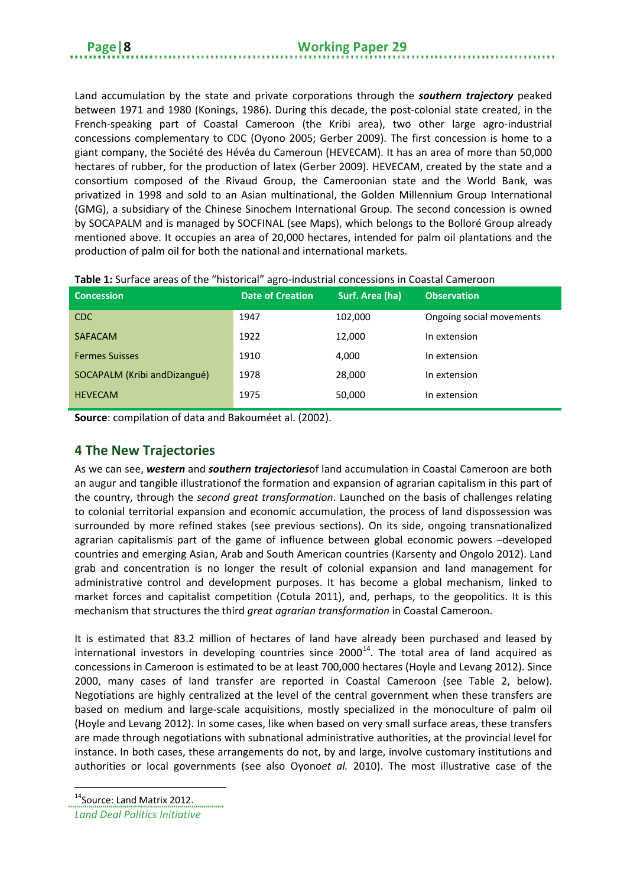Land accumulation by the state and private corporations through the ***southern trajectory*** peaked between 1971 and 1980 (Konings, 1986). During this decade, the post-colonial state created, in the French-speaking part of Coastal Cameroon (the Kribi area), two other large agro-industrial concessions complementary to CDC (Oyono 2005; Gerber 2009). The first concession is home to a giant company, the Société des Hévéa du Cameroun (HEVECAM). It has an area of more than 50,000 hectares of rubber, for the production of latex (Gerber 2009). HEVECAM, created by the state and a consortium composed of the Rivaud Group, the Cameroonian state and the World Bank, was privatized in 1998 and sold to an Asian multinational, the Golden Millennium Group International (GMG), a subsidiary of the Chinese Sinochem International Group. The second concession is owned by SOCAPALM and is managed by SOCFINAL (see Maps), which belongs to the Bolloré Group already mentioned above. It occupies an area of 20,000 hectares, intended for palm oil plantations and the production of palm oil for both the national and international markets.

**Table 1:** Surface areas of the "historical" agro-industrial concessions in Coastal Cameroon

| Concession | Date of Creation | Surf. Area (ha) | Observation |
|---|---|---|---|
| CDC | 1947 | 102,000 | Ongoing social movements |
| SAFACAM | 1922 | 12,000 | In extension |
| Fermes Suisses | 1910 | 4,000 | In extension |
| SOCAPALM (Kribi andDizangué) | 1978 | 28,000 | In extension |
| HEVECAM | 1975 | 50,000 | In extension |

**Source**: compilation of data and Bakouméet al. (2002).

## 4 The New Trajectories

As we can see, ***western*** and ***southern trajectories***of land accumulation in Coastal Cameroon are both an augur and tangible illustrationof the formation and expansion of agrarian capitalism in this part of the country, through the *second great transformation*. Launched on the basis of challenges relating to colonial territorial expansion and economic accumulation, the process of land dispossession was surrounded by more refined stakes (see previous sections). On its side, ongoing transnationalized agrarian capitalismis part of the game of influence between global economic powers –developed countries and emerging Asian, Arab and South American countries (Karsenty and Ongolo 2012). Land grab and concentration is no longer the result of colonial expansion and land management for administrative control and development purposes. It has become a global mechanism, linked to market forces and capitalist competition (Cotula 2011), and, perhaps, to the geopolitics. It is this mechanism that structures the third *great agrarian transformation* in Coastal Cameroon.

It is estimated that 83.2 million of hectares of land have already been purchased and leased by international investors in developing countries since 2000[14]. The total area of land acquired as concessions in Cameroon is estimated to be at least 700,000 hectares (Hoyle and Levang 2012). Since 2000, many cases of land transfer are reported in Coastal Cameroon (see Table 2, below). Negotiations are highly centralized at the level of the central government when these transfers are based on medium and large-scale acquisitions, mostly specialized in the monoculture of palm oil (Hoyle and Levang 2012). In some cases, like when based on very small surface areas, these transfers are made through negotiations with subnational administrative authorities, at the provincial level for instance. In both cases, these arrangements do not, by and large, involve customary institutions and authorities or local governments (see also Oyono*et al.* 2010). The most illustrative case of the

[14]Source: Land Matrix 2012.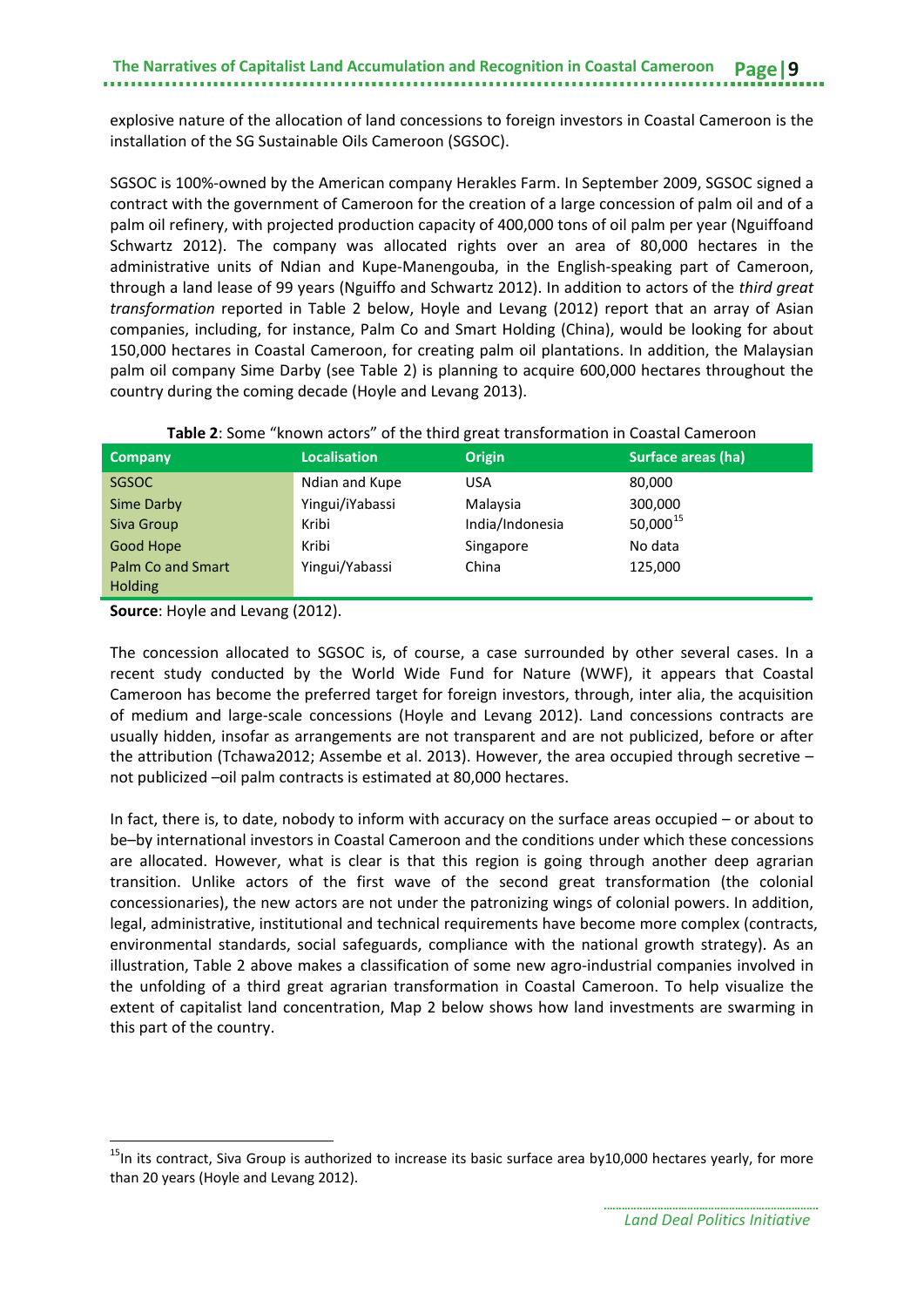explosive nature of the allocation of land concessions to foreign investors in Coastal Cameroon is the installation of the SG Sustainable Oils Cameroon (SGSOC).

SGSOC is 100%-owned by the American company Herakles Farm. In September 2009, SGSOC signed a contract with the government of Cameroon for the creation of a large concession of palm oil and of a palm oil refinery, with projected production capacity of 400,000 tons of oil palm per year (Nguiffoand Schwartz 2012). The company was allocated rights over an area of 80,000 hectares in the administrative units of Ndian and Kupe-Manengouba, in the English-speaking part of Cameroon, through a land lease of 99 years (Nguiffo and Schwartz 2012). In addition to actors of the *third great transformation* reported in Table 2 below, Hoyle and Levang (2012) report that an array of Asian companies, including, for instance, Palm Co and Smart Holding (China), would be looking for about 150,000 hectares in Coastal Cameroon, for creating palm oil plantations. In addition, the Malaysian palm oil company Sime Darby (see Table 2) is planning to acquire 600,000 hectares throughout the country during the coming decade (Hoyle and Levang 2013).

**Table 2**: Some "known actors" of the third great transformation in Coastal Cameroon

| Company | Localisation | Origin | Surface areas (ha) |
|---|---|---|---|
| SGSOC | Ndian and Kupe | USA | 80,000 |
| Sime Darby | Yingui/iYabassi | Malaysia | 300,000 |
| Siva Group | Kribi | India/Indonesia | 50,000[15] |
| Good Hope | Kribi | Singapore | No data |
| Palm Co and Smart Holding | Yingui/Yabassi | China | 125,000 |

**Source**: Hoyle and Levang (2012).

The concession allocated to SGSOC is, of course, a case surrounded by other several cases. In a recent study conducted by the World Wide Fund for Nature (WWF), it appears that Coastal Cameroon has become the preferred target for foreign investors, through, inter alia, the acquisition of medium and large-scale concessions (Hoyle and Levang 2012). Land concessions contracts are usually hidden, insofar as arrangements are not transparent and are not publicized, before or after the attribution (Tchawa2012; Assembe et al. 2013). However, the area occupied through secretive – not publicized –oil palm contracts is estimated at 80,000 hectares.

In fact, there is, to date, nobody to inform with accuracy on the surface areas occupied – or about to be–by international investors in Coastal Cameroon and the conditions under which these concessions are allocated. However, what is clear is that this region is going through another deep agrarian transition. Unlike actors of the first wave of the second great transformation (the colonial concessionaries), the new actors are not under the patronizing wings of colonial powers. In addition, legal, administrative, institutional and technical requirements have become more complex (contracts, environmental standards, social safeguards, compliance with the national growth strategy). As an illustration, Table 2 above makes a classification of some new agro-industrial companies involved in the unfolding of a third great agrarian transformation in Coastal Cameroon. To help visualize the extent of capitalist land concentration, Map 2 below shows how land investments are swarming in this part of the country.

[15] In its contract, Siva Group is authorized to increase its basic surface area by10,000 hectares yearly, for more than 20 years (Hoyle and Levang 2012).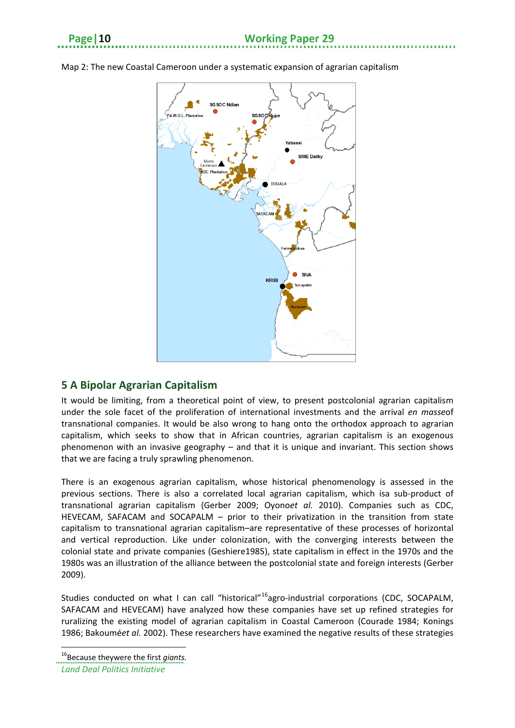Map 2: The new Coastal Cameroon under a systematic expansion of agrarian capitalism

## 5 A Bipolar Agrarian Capitalism

It would be limiting, from a theoretical point of view, to present postcolonial agrarian capitalism under the sole facet of the proliferation of international investments and the arrival *en masse*of transnational companies. It would be also wrong to hang onto the orthodox approach to agrarian capitalism, which seeks to show that in African countries, agrarian capitalism is an exogenous phenomenon with an invasive geography – and that it is unique and invariant. This section shows that we are facing a truly sprawling phenomenon.

There is an exogenous agrarian capitalism, whose historical phenomenology is assessed in the previous sections. There is also a correlated local agrarian capitalism, which isa sub-product of transnational agrarian capitalism (Gerber 2009; Oyono*et al.* 2010). Companies such as CDC, HEVECAM, SAFACAM and SOCAPALM – prior to their privatization in the transition from state capitalism to transnational agrarian capitalism–are representative of these processes of horizontal and vertical reproduction. Like under colonization, with the converging interests between the colonial state and private companies (Geshiere1985), state capitalism in effect in the 1970s and the 1980s was an illustration of the alliance between the postcolonial state and foreign interests (Gerber 2009).

Studies conducted on what I can call "historical"[16]agro-industrial corporations (CDC, SOCAPALM, SAFACAM and HEVECAM) have analyzed how these companies have set up refined strategies for ruralizing the existing model of agrarian capitalism in Coastal Cameroon (Courade 1984; Konings 1986; Bakouméet *al.* 2002). These researchers have examined the negative results of these strategies

[16]Because theywere the first *giants.*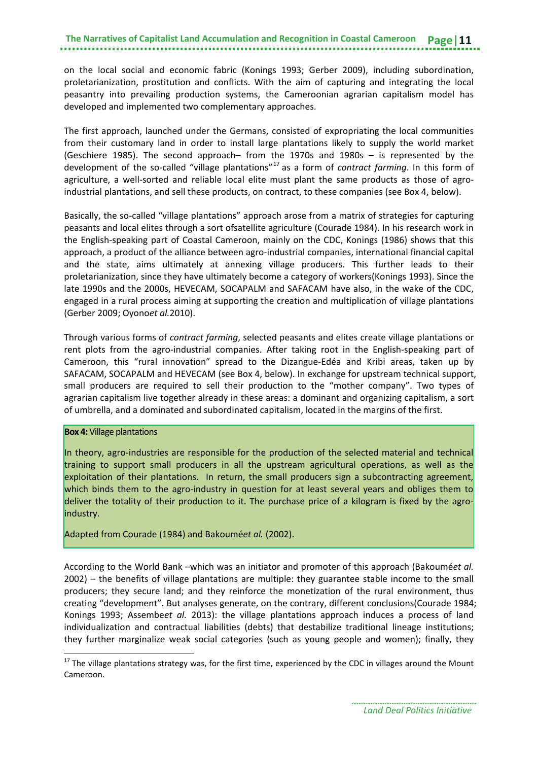on the local social and economic fabric (Konings 1993; Gerber 2009), including subordination, proletarianization, prostitution and conflicts. With the aim of capturing and integrating the local peasantry into prevailing production systems, the Cameroonian agrarian capitalism model has developed and implemented two complementary approaches.

The first approach, launched under the Germans, consisted of expropriating the local communities from their customary land in order to install large plantations likely to supply the world market (Geschiere 1985). The second approach– from the 1970s and 1980s – is represented by the development of the so-called "village plantations"[17] as a form of *contract farming*. In this form of agriculture, a well-sorted and reliable local elite must plant the same products as those of agro-industrial plantations, and sell these products, on contract, to these companies (see Box 4, below).

Basically, the so-called "village plantations" approach arose from a matrix of strategies for capturing peasants and local elites through a sort ofsatellite agriculture (Courade 1984). In his research work in the English-speaking part of Coastal Cameroon, mainly on the CDC, Konings (1986) shows that this approach, a product of the alliance between agro-industrial companies, international financial capital and the state, aims ultimately at annexing village producers. This further leads to their proletarianization, since they have ultimately become a category of workers(Konings 1993). Since the late 1990s and the 2000s, HEVECAM, SOCAPALM and SAFACAM have also, in the wake of the CDC, engaged in a rural process aiming at supporting the creation and multiplication of village plantations (Gerber 2009; Oyono*et al.*2010).

Through various forms of *contract farming*, selected peasants and elites create village plantations or rent plots from the agro-industrial companies. After taking root in the English-speaking part of Cameroon, this "rural innovation" spread to the Dizangue-Edéa and Kribi areas, taken up by SAFACAM, SOCAPALM and HEVECAM (see Box 4, below). In exchange for upstream technical support, small producers are required to sell their production to the "mother company". Two types of agrarian capitalism live together already in these areas: a dominant and organizing capitalism, a sort of umbrella, and a dominated and subordinated capitalism, located in the margins of the first.

**Box 4:** Village plantations

In theory, agro-industries are responsible for the production of the selected material and technical training to support small producers in all the upstream agricultural operations, as well as the exploitation of their plantations. In return, the small producers sign a subcontracting agreement, which binds them to the agro-industry in question for at least several years and obliges them to deliver the totality of their production to it. The purchase price of a kilogram is fixed by the agro-industry.

Adapted from Courade (1984) and Bakoumé*et al.* (2002).

According to the World Bank –which was an initiator and promoter of this approach (Bakoumé*et al.* 2002) – the benefits of village plantations are multiple: they guarantee stable income to the small producers; they secure land; and they reinforce the monetization of the rural environment, thus creating "development". But analyses generate, on the contrary, different conclusions(Courade 1984; Konings 1993; Assembe*et al.* 2013): the village plantations approach induces a process of land individualization and contractual liabilities (debts) that destabilize traditional lineage institutions; they further marginalize weak social categories (such as young people and women); finally, they

[17] The village plantations strategy was, for the first time, experienced by the CDC in villages around the Mount Cameroon.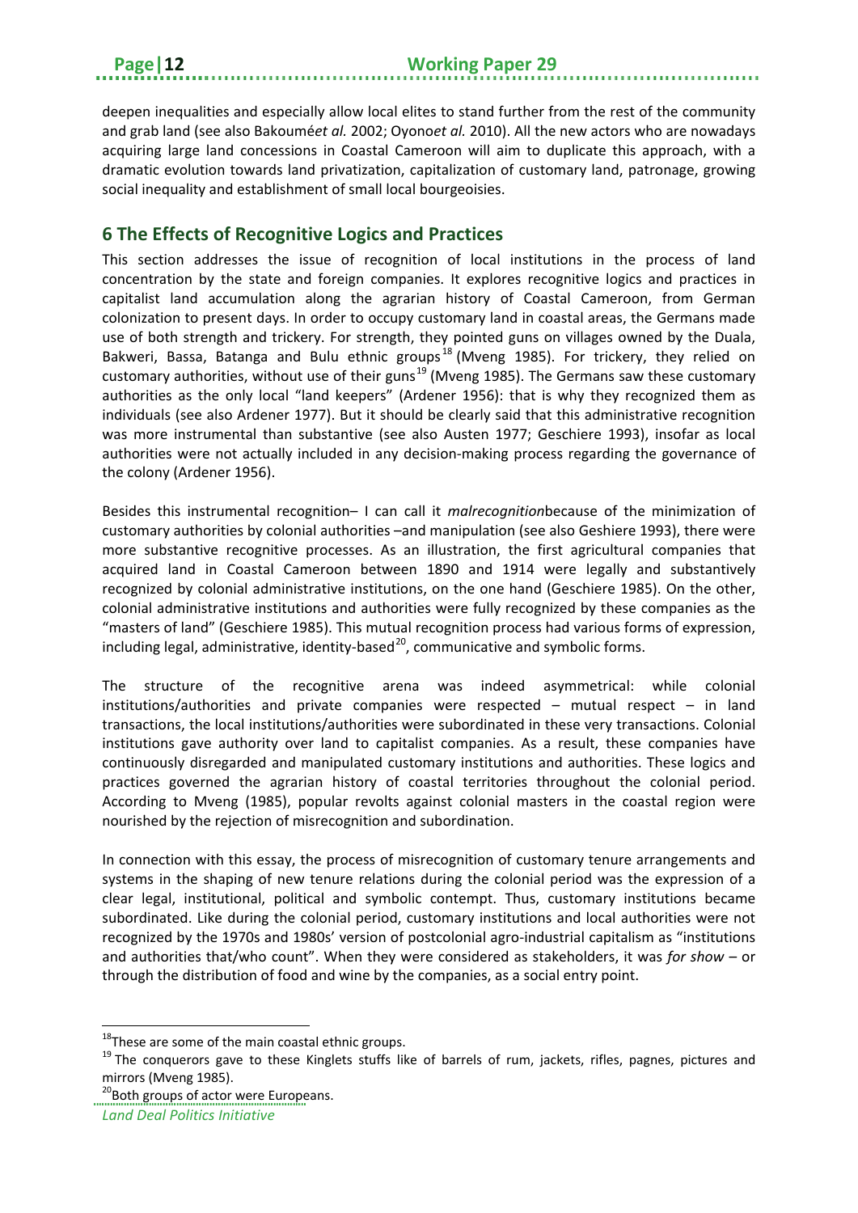deepen inequalities and especially allow local elites to stand further from the rest of the community and grab land (see also Bakoumé*et al.* 2002; Oyono*et al.* 2010). All the new actors who are nowadays acquiring large land concessions in Coastal Cameroon will aim to duplicate this approach, with a dramatic evolution towards land privatization, capitalization of customary land, patronage, growing social inequality and establishment of small local bourgeoisies.

## 6 The Effects of Recognitive Logics and Practices

This section addresses the issue of recognition of local institutions in the process of land concentration by the state and foreign companies. It explores recognitive logics and practices in capitalist land accumulation along the agrarian history of Coastal Cameroon, from German colonization to present days. In order to occupy customary land in coastal areas, the Germans made use of both strength and trickery. For strength, they pointed guns on villages owned by the Duala, Bakweri, Bassa, Batanga and Bulu ethnic groups[18] (Mveng 1985). For trickery, they relied on customary authorities, without use of their guns[19] (Mveng 1985). The Germans saw these customary authorities as the only local "land keepers" (Ardener 1956): that is why they recognized them as individuals (see also Ardener 1977). But it should be clearly said that this administrative recognition was more instrumental than substantive (see also Austen 1977; Geschiere 1993), insofar as local authorities were not actually included in any decision-making process regarding the governance of the colony (Ardener 1956).

Besides this instrumental recognition– I can call it *malrecognition*because of the minimization of customary authorities by colonial authorities –and manipulation (see also Geshiere 1993), there were more substantive recognitive processes. As an illustration, the first agricultural companies that acquired land in Coastal Cameroon between 1890 and 1914 were legally and substantively recognized by colonial administrative institutions, on the one hand (Geschiere 1985). On the other, colonial administrative institutions and authorities were fully recognized by these companies as the "masters of land" (Geschiere 1985). This mutual recognition process had various forms of expression, including legal, administrative, identity-based[20], communicative and symbolic forms.

The structure of the recognitive arena was indeed asymmetrical: while colonial institutions/authorities and private companies were respected – mutual respect – in land transactions, the local institutions/authorities were subordinated in these very transactions. Colonial institutions gave authority over land to capitalist companies. As a result, these companies have continuously disregarded and manipulated customary institutions and authorities. These logics and practices governed the agrarian history of coastal territories throughout the colonial period. According to Mveng (1985), popular revolts against colonial masters in the coastal region were nourished by the rejection of misrecognition and subordination.

In connection with this essay, the process of misrecognition of customary tenure arrangements and systems in the shaping of new tenure relations during the colonial period was the expression of a clear legal, institutional, political and symbolic contempt. Thus, customary institutions became subordinated. Like during the colonial period, customary institutions and local authorities were not recognized by the 1970s and 1980s' version of postcolonial agro-industrial capitalism as "institutions and authorities that/who count". When they were considered as stakeholders, it was *for show* – or through the distribution of food and wine by the companies, as a social entry point.

---

[18]These are some of the main coastal ethnic groups.

[19] The conquerors gave to these Kinglets stuffs like of barrels of rum, jackets, rifles, pagnes, pictures and mirrors (Mveng 1985).

[20]Both groups of actor were Europeans.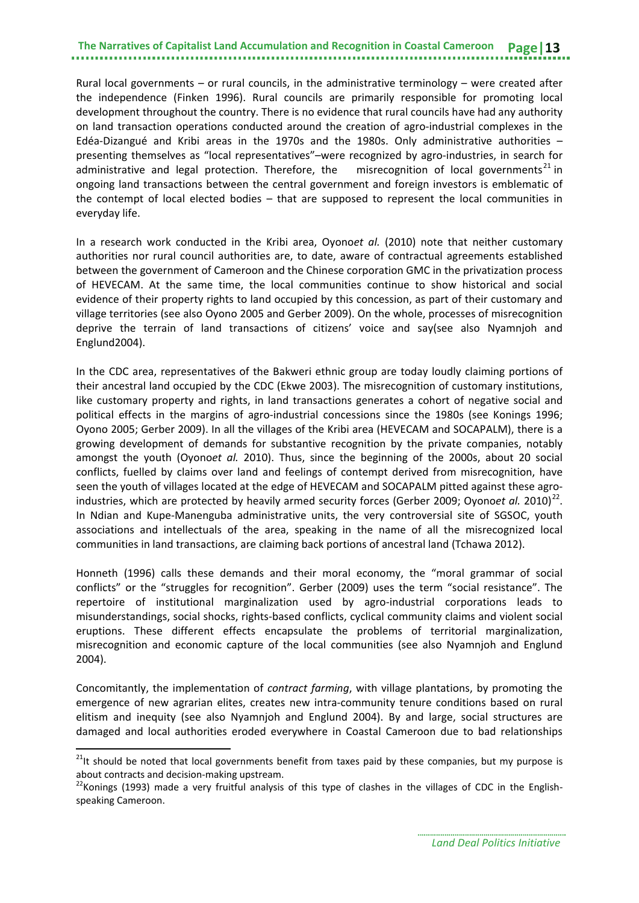Rural local governments – or rural councils, in the administrative terminology – were created after the independence (Finken 1996). Rural councils are primarily responsible for promoting local development throughout the country. There is no evidence that rural councils have had any authority on land transaction operations conducted around the creation of agro-industrial complexes in the Edéa-Dizangué and Kribi areas in the 1970s and the 1980s. Only administrative authorities – presenting themselves as "local representatives"–were recognized by agro-industries, in search for administrative and legal protection. Therefore, the misrecognition of local governments[21] in ongoing land transactions between the central government and foreign investors is emblematic of the contempt of local elected bodies – that are supposed to represent the local communities in everyday life.

In a research work conducted in the Kribi area, Oyono*et al.* (2010) note that neither customary authorities nor rural council authorities are, to date, aware of contractual agreements established between the government of Cameroon and the Chinese corporation GMC in the privatization process of HEVECAM. At the same time, the local communities continue to show historical and social evidence of their property rights to land occupied by this concession, as part of their customary and village territories (see also Oyono 2005 and Gerber 2009). On the whole, processes of misrecognition deprive the terrain of land transactions of citizens' voice and say(see also Nyamnjoh and Englund2004).

In the CDC area, representatives of the Bakweri ethnic group are today loudly claiming portions of their ancestral land occupied by the CDC (Ekwe 2003). The misrecognition of customary institutions, like customary property and rights, in land transactions generates a cohort of negative social and political effects in the margins of agro-industrial concessions since the 1980s (see Konings 1996; Oyono 2005; Gerber 2009). In all the villages of the Kribi area (HEVECAM and SOCAPALM), there is a growing development of demands for substantive recognition by the private companies, notably amongst the youth (Oyono*et al.* 2010). Thus, since the beginning of the 2000s, about 20 social conflicts, fuelled by claims over land and feelings of contempt derived from misrecognition, have seen the youth of villages located at the edge of HEVECAM and SOCAPALM pitted against these agro-industries, which are protected by heavily armed security forces (Gerber 2009; Oyono*et al.* 2010)[22]. In Ndian and Kupe-Manenguba administrative units, the very controversial site of SGSOC, youth associations and intellectuals of the area, speaking in the name of all the misrecognized local communities in land transactions, are claiming back portions of ancestral land (Tchawa 2012).

Honneth (1996) calls these demands and their moral economy, the "moral grammar of social conflicts" or the "struggles for recognition". Gerber (2009) uses the term "social resistance". The repertoire of institutional marginalization used by agro-industrial corporations leads to misunderstandings, social shocks, rights-based conflicts, cyclical community claims and violent social eruptions. These different effects encapsulate the problems of territorial marginalization, misrecognition and economic capture of the local communities (see also Nyamnjoh and Englund 2004).

Concomitantly, the implementation of *contract farming*, with village plantations, by promoting the emergence of new agrarian elites, creates new intra-community tenure conditions based on rural elitism and inequity (see also Nyamnjoh and Englund 2004). By and large, social structures are damaged and local authorities eroded everywhere in Coastal Cameroon due to bad relationships

---

[21] It should be noted that local governments benefit from taxes paid by these companies, but my purpose is about contracts and decision-making upstream.

[22] Konings (1993) made a very fruitful analysis of this type of clashes in the villages of CDC in the English-speaking Cameroon.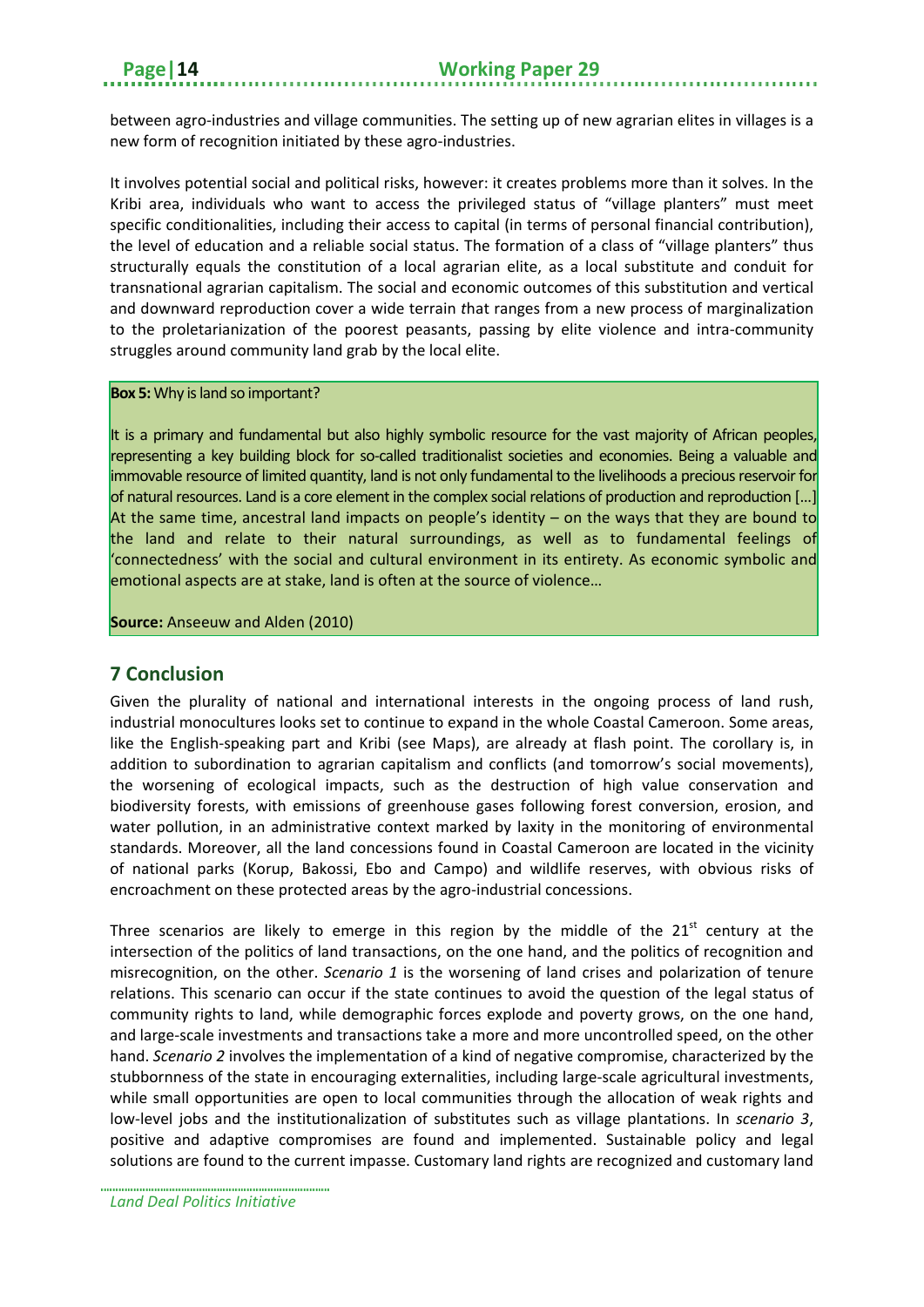between agro-industries and village communities. The setting up of new agrarian elites in villages is a new form of recognition initiated by these agro-industries.

It involves potential social and political risks, however: it creates problems more than it solves. In the Kribi area, individuals who want to access the privileged status of "village planters" must meet specific conditionalities, including their access to capital (in terms of personal financial contribution), the level of education and a reliable social status. The formation of a class of "village planters" thus structurally equals the constitution of a local agrarian elite, as a local substitute and conduit for transnational agrarian capitalism. The social and economic outcomes of this substitution and vertical and downward reproduction cover a wide terrain *t*hat ranges from a new process of marginalization to the proletarianization of the poorest peasants, passing by elite violence and intra-community struggles around community land grab by the local elite.

**Box 5:** Why is land so important?

It is a primary and fundamental but also highly symbolic resource for the vast majority of African peoples, representing a key building block for so-called traditionalist societies and economies. Being a valuable and immovable resource of limited quantity, land is not only fundamental to the livelihoods a precious reservoir for of natural resources. Land is a core element in the complex social relations of production and reproduction [...] At the same time, ancestral land impacts on people's identity – on the ways that they are bound to the land and relate to their natural surroundings, as well as to fundamental feelings of 'connectedness' with the social and cultural environment in its entirety. As economic symbolic and emotional aspects are at stake, land is often at the source of violence…

**Source:** Anseeuw and Alden (2010)

## 7 Conclusion

Given the plurality of national and international interests in the ongoing process of land rush, industrial monocultures looks set to continue to expand in the whole Coastal Cameroon. Some areas, like the English-speaking part and Kribi (see Maps), are already at flash point. The corollary is, in addition to subordination to agrarian capitalism and conflicts (and tomorrow's social movements), the worsening of ecological impacts, such as the destruction of high value conservation and biodiversity forests, with emissions of greenhouse gases following forest conversion, erosion, and water pollution, in an administrative context marked by laxity in the monitoring of environmental standards. Moreover, all the land concessions found in Coastal Cameroon are located in the vicinity of national parks (Korup, Bakossi, Ebo and Campo) and wildlife reserves, with obvious risks of encroachment on these protected areas by the agro-industrial concessions.

Three scenarios are likely to emerge in this region by the middle of the 21st century at the intersection of the politics of land transactions, on the one hand, and the politics of recognition and misrecognition, on the other. *Scenario 1* is the worsening of land crises and polarization of tenure relations. This scenario can occur if the state continues to avoid the question of the legal status of community rights to land, while demographic forces explode and poverty grows, on the one hand, and large-scale investments and transactions take a more and more uncontrolled speed, on the other hand. *Scenario 2* involves the implementation of a kind of negative compromise, characterized by the stubbornness of the state in encouraging externalities, including large-scale agricultural investments, while small opportunities are open to local communities through the allocation of weak rights and low-level jobs and the institutionalization of substitutes such as village plantations. In *scenario 3*, positive and adaptive compromises are found and implemented. Sustainable policy and legal solutions are found to the current impasse. Customary land rights are recognized and customary land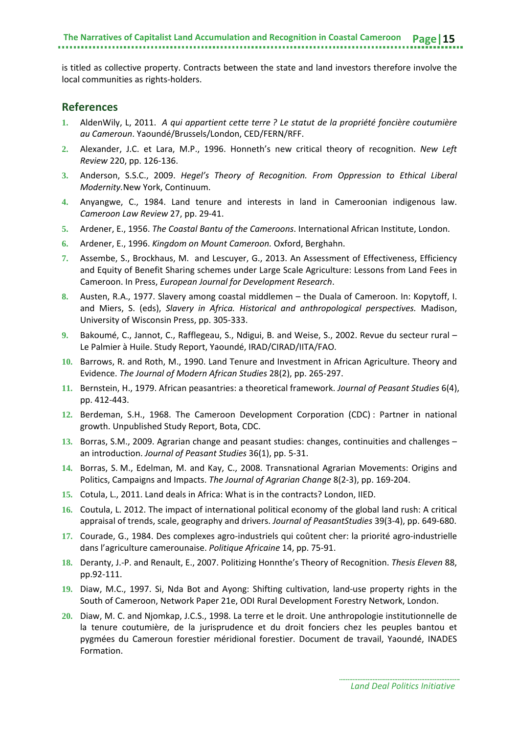is titled as collective property. Contracts between the state and land investors therefore involve the local communities as rights-holders.

## References

1. AldenWily, L, 2011. *A qui appartient cette terre ? Le statut de la propriété foncière coutumière au Cameroun*. Yaoundé/Brussels/London, CED/FERN/RFF.
2. Alexander, J.C. et Lara, M.P., 1996. Honneth's new critical theory of recognition. *New Left Review* 220, pp. 126-136.
3. Anderson, S.S.C., 2009. *Hegel's Theory of Recognition. From Oppression to Ethical Liberal Modernity.*New York, Continuum.
4. Anyangwe, C., 1984. Land tenure and interests in land in Cameroonian indigenous law. *Cameroon Law Review* 27, pp. 29-41.
5. Ardener, E., 1956. *The Coastal Bantu of the Cameroons*. International African Institute, London.
6. Ardener, E., 1996. *Kingdom on Mount Cameroon.* Oxford, Berghahn.
7. Assembe, S., Brockhaus, M. and Lescuyer, G., 2013. An Assessment of Effectiveness, Efficiency and Equity of Benefit Sharing schemes under Large Scale Agriculture: Lessons from Land Fees in Cameroon. In Press, *European Journal for Development Research*.
8. Austen, R.A., 1977. Slavery among coastal middlemen – the Duala of Cameroon. In: Kopytoff, I. and Miers, S. (eds), *Slavery in Africa. Historical and anthropological perspectives.* Madison, University of Wisconsin Press, pp. 305-333.
9. Bakoumé, C., Jannot, C., Rafflegeau, S., Ndigui, B. and Weise, S., 2002. Revue du secteur rural – Le Palmier à Huile. Study Report, Yaoundé, IRAD/CIRAD/IITA/FAO.
10. Barrows, R. and Roth, M., 1990. Land Tenure and Investment in African Agriculture. Theory and Evidence. *The Journal of Modern African Studies* 28(2), pp. 265-297.
11. Bernstein, H., 1979. African peasantries: a theoretical framework. *Journal of Peasant Studies* 6(4), pp. 412-443.
12. Berdeman, S.H., 1968. The Cameroon Development Corporation (CDC) : Partner in national growth. Unpublished Study Report, Bota, CDC.
13. Borras, S.M., 2009. Agrarian change and peasant studies: changes, continuities and challenges – an introduction. *Journal of Peasant Studies* 36(1), pp. 5-31.
14. Borras, S. M., Edelman, M. and Kay, C., 2008. Transnational Agrarian Movements: Origins and Politics, Campaigns and Impacts. *The Journal of Agrarian Change* 8(2-3), pp. 169-204.
15. Cotula, L., 2011. Land deals in Africa: What is in the contracts? London, IIED.
16. Coutula, L. 2012. The impact of international political economy of the global land rush: A critical appraisal of trends, scale, geography and drivers. *Journal of PeasantStudies* 39(3-4), pp. 649-680.
17. Courade, G., 1984. Des complexes agro-industriels qui coûtent cher: la priorité agro-industrielle dans l'agriculture camerounaise. *Politique Africaine* 14, pp. 75-91.
18. Deranty, J.-P. and Renault, E., 2007. Politizing Honnthe's Theory of Recognition. *Thesis Eleven* 88, pp.92-111.
19. Diaw, M.C., 1997. Si, Nda Bot and Ayong: Shifting cultivation, land-use property rights in the South of Cameroon, Network Paper 21e, ODI Rural Development Forestry Network, London.
20. Diaw, M. C. and Njomkap, J.C.S., 1998. La terre et le droit. Une anthropologie institutionnelle de la tenure coutumière, de la jurisprudence et du droit fonciers chez les peuples bantou et pygmées du Cameroun forestier méridional forestier. Document de travail, Yaoundé, INADES Formation.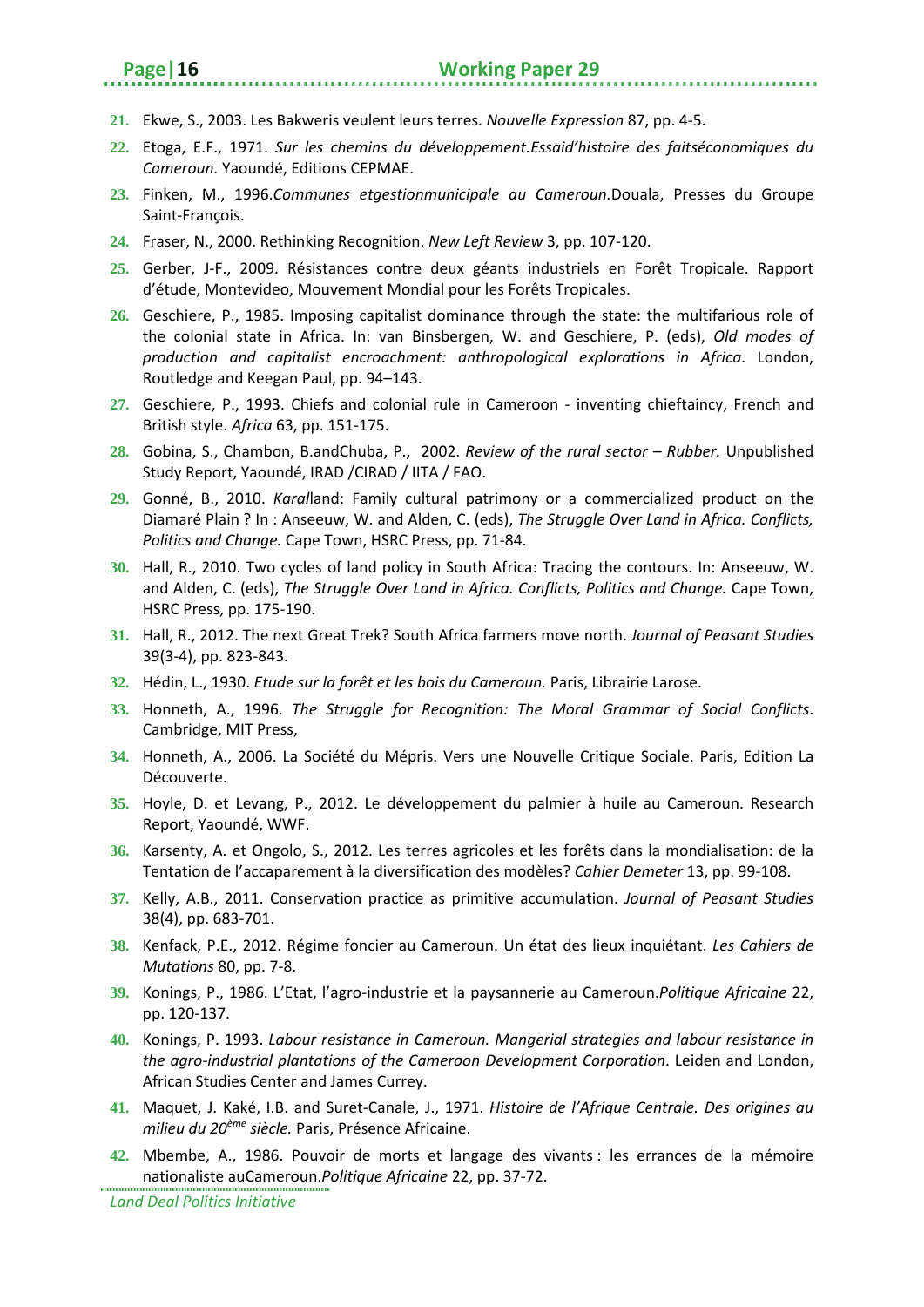21. Ekwe, S., 2003. Les Bakweris veulent leurs terres. *Nouvelle Expression* 87, pp. 4-5.
22. Etoga, E.F., 1971. *Sur les chemins du développement.Essaid'histoire des faitséconomiques du Cameroun.* Yaoundé, Editions CEPMAE.
23. Finken, M., 1996.*Communes etgestionmunicipale au Cameroun.*Douala, Presses du Groupe Saint-François.
24. Fraser, N., 2000. Rethinking Recognition. *New Left Review* 3, pp. 107-120.
25. Gerber, J-F., 2009. Résistances contre deux géants industriels en Forêt Tropicale. Rapport d'étude, Montevideo, Mouvement Mondial pour les Forêts Tropicales.
26. Geschiere, P., 1985. Imposing capitalist dominance through the state: the multifarious role of the colonial state in Africa. In: van Binsbergen, W. and Geschiere, P. (eds), *Old modes of production and capitalist encroachment: anthropological explorations in Africa*. London, Routledge and Keegan Paul, pp. 94–143.
27. Geschiere, P., 1993. Chiefs and colonial rule in Cameroon - inventing chieftaincy, French and British style. *Africa* 63, pp. 151-175.
28. Gobina, S., Chambon, B.andChuba, P., 2002. *Review of the rural sector – Rubber.* Unpublished Study Report, Yaoundé, IRAD /CIRAD / IITA / FAO.
29. Gonné, B., 2010. *Karal*land: Family cultural patrimony or a commercialized product on the Diamaré Plain ? In : Anseeuw, W. and Alden, C. (eds), *The Struggle Over Land in Africa. Conflicts, Politics and Change.* Cape Town, HSRC Press, pp. 71-84.
30. Hall, R., 2010. Two cycles of land policy in South Africa: Tracing the contours. In: Anseeuw, W. and Alden, C. (eds), *The Struggle Over Land in Africa. Conflicts, Politics and Change.* Cape Town, HSRC Press, pp. 175-190.
31. Hall, R., 2012. The next Great Trek? South Africa farmers move north. *Journal of Peasant Studies* 39(3-4), pp. 823-843.
32. Hédin, L., 1930. *Etude sur la forêt et les bois du Cameroun.* Paris, Librairie Larose.
33. Honneth, A., 1996. *The Struggle for Recognition: The Moral Grammar of Social Conflicts*. Cambridge, MIT Press,
34. Honneth, A., 2006. La Société du Mépris. Vers une Nouvelle Critique Sociale. Paris, Edition La Découverte.
35. Hoyle, D. et Levang, P., 2012. Le développement du palmier à huile au Cameroun. Research Report, Yaoundé, WWF.
36. Karsenty, A. et Ongolo, S., 2012. Les terres agricoles et les forêts dans la mondialisation: de la Tentation de l'accaparement à la diversification des modèles? *Cahier Demeter* 13, pp. 99-108.
37. Kelly, A.B., 2011. Conservation practice as primitive accumulation. *Journal of Peasant Studies* 38(4), pp. 683-701.
38. Kenfack, P.E., 2012. Régime foncier au Cameroun. Un état des lieux inquiétant. *Les Cahiers de Mutations* 80, pp. 7-8.
39. Konings, P., 1986. L'Etat, l'agro-industrie et la paysannerie au Cameroun.*Politique Africaine* 22, pp. 120-137.
40. Konings, P. 1993. *Labour resistance in Cameroon. Mangerial strategies and labour resistance in the agro-industrial plantations of the Cameroon Development Corporation*. Leiden and London, African Studies Center and James Currey.
41. Maquet, J. Kaké, I.B. and Suret-Canale, J., 1971. *Histoire de l'Afrique Centrale. Des origines au milieu du 20ème siècle.* Paris, Présence Africaine.
42. Mbembe, A., 1986. Pouvoir de morts et langage des vivants : les errances de la mémoire nationaliste auCameroun.*Politique Africaine* 22, pp. 37-72.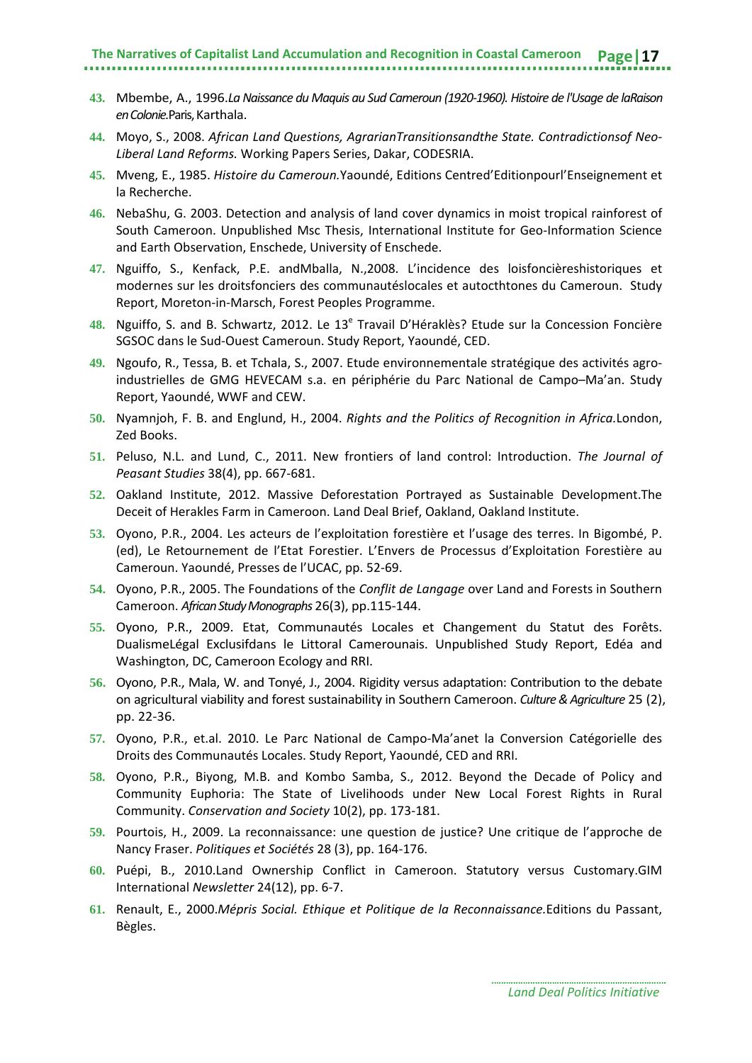43. Mbembe, A., 1996.*La Naissance du Maquis au Sud Cameroun (1920-1960). Histoire de l'Usage de laRaison en Colonie.*Paris, Karthala.
44. Moyo, S., 2008. *African Land Questions, AgrarianTransitionsandthe State. Contradictionsof Neo-Liberal Land Reforms.* Working Papers Series, Dakar, CODESRIA.
45. Mveng, E., 1985. *Histoire du Cameroun.*Yaoundé, Editions Centred'Editionpourl'Enseignement et la Recherche.
46. NebaShu, G. 2003. Detection and analysis of land cover dynamics in moist tropical rainforest of South Cameroon. Unpublished Msc Thesis, International Institute for Geo-Information Science and Earth Observation, Enschede, University of Enschede.
47. Nguiffo, S., Kenfack, P.E. andMballa, N.,2008. L'incidence des loisfoncièreshistoriques et modernes sur les droitsfonciers des communautéslocales et autocthtones du Cameroun. Study Report, Moreton-in-Marsch, Forest Peoples Programme.
48. Nguiffo, S. and B. Schwartz, 2012. Le 13[e] Travail D'Héraklès? Etude sur la Concession Foncière SGSOC dans le Sud-Ouest Cameroun. Study Report, Yaoundé, CED.
49. Ngoufo, R., Tessa, B. et Tchala, S., 2007. Etude environnementale stratégique des activités agro-industrielles de GMG HEVECAM s.a. en périphérie du Parc National de Campo–Ma'an. Study Report, Yaoundé, WWF and CEW.
50. Nyamnjoh, F. B. and Englund, H., 2004. *Rights and the Politics of Recognition in Africa.*London, Zed Books.
51. Peluso, N.L. and Lund, C., 2011. New frontiers of land control: Introduction. *The Journal of Peasant Studies* 38(4), pp. 667-681.
52. Oakland Institute, 2012. Massive Deforestation Portrayed as Sustainable Development.The Deceit of Herakles Farm in Cameroon. Land Deal Brief, Oakland, Oakland Institute.
53. Oyono, P.R., 2004. Les acteurs de l'exploitation forestière et l'usage des terres. In Bigombé, P. (ed), Le Retournement de l'Etat Forestier. L'Envers de Processus d'Exploitation Forestière au Cameroun. Yaoundé, Presses de l'UCAC, pp. 52-69.
54. Oyono, P.R., 2005. The Foundations of the *Conflit de Langage* over Land and Forests in Southern Cameroon. *African Study Monographs* 26(3), pp.115-144.
55. Oyono, P.R., 2009. Etat, Communautés Locales et Changement du Statut des Forêts. DualismeLégal Exclusifdans le Littoral Camerounais. Unpublished Study Report, Edéa and Washington, DC, Cameroon Ecology and RRI.
56. Oyono, P.R., Mala, W. and Tonyé, J., 2004. Rigidity versus adaptation: Contribution to the debate on agricultural viability and forest sustainability in Southern Cameroon. *Culture & Agriculture* 25 (2), pp. 22-36.
57. Oyono, P.R., et.al. 2010. Le Parc National de Campo-Ma'anet la Conversion Catégorielle des Droits des Communautés Locales. Study Report, Yaoundé, CED and RRI.
58. Oyono, P.R., Biyong, M.B. and Kombo Samba, S., 2012. Beyond the Decade of Policy and Community Euphoria: The State of Livelihoods under New Local Forest Rights in Rural Community. *Conservation and Society* 10(2), pp. 173-181.
59. Pourtois, H., 2009. La reconnaissance: une question de justice? Une critique de l'approche de Nancy Fraser. *Politiques et Sociétés* 28 (3), pp. 164-176.
60. Puépi, B., 2010.Land Ownership Conflict in Cameroon. Statutory versus Customary.GIM International *Newsletter* 24(12), pp. 6-7.
61. Renault, E., 2000.*Mépris Social. Ethique et Politique de la Reconnaissance.*Editions du Passant, Bègles.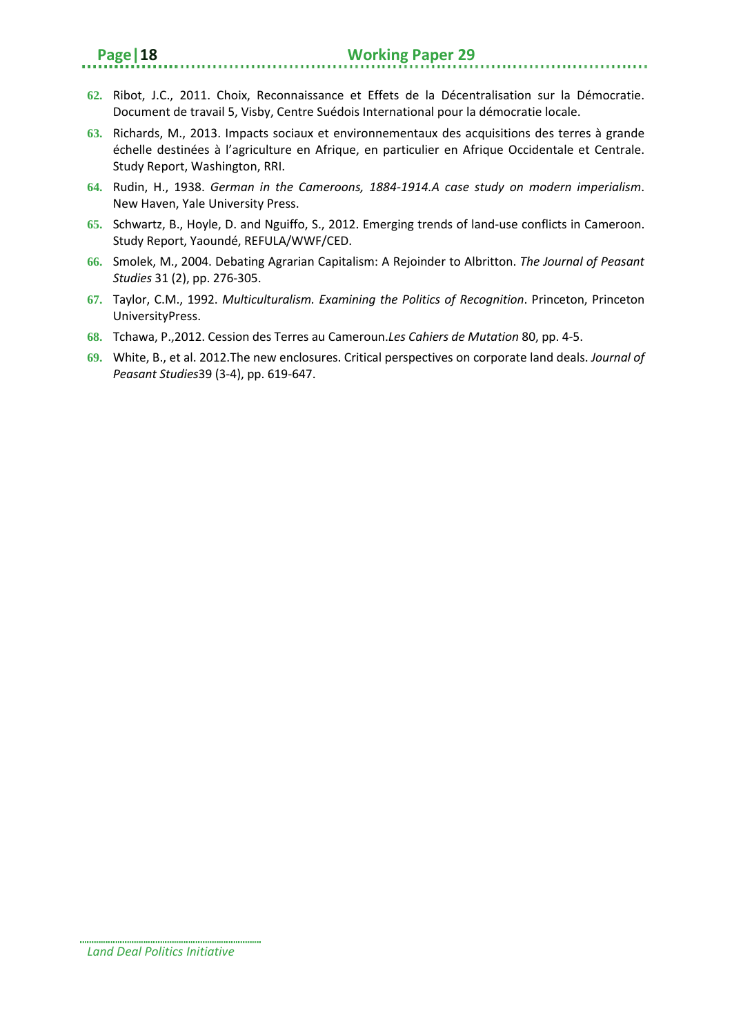62. Ribot, J.C., 2011. Choix, Reconnaissance et Effets de la Décentralisation sur la Démocratie. Document de travail 5, Visby, Centre Suédois International pour la démocratie locale.
63. Richards, M., 2013. Impacts sociaux et environnementaux des acquisitions des terres à grande échelle destinées à l'agriculture en Afrique, en particulier en Afrique Occidentale et Centrale. Study Report, Washington, RRI.
64. Rudin, H., 1938. *German in the Cameroons, 1884-1914.A case study on modern imperialism*. New Haven, Yale University Press.
65. Schwartz, B., Hoyle, D. and Nguiffo, S., 2012. Emerging trends of land-use conflicts in Cameroon. Study Report, Yaoundé, REFULA/WWF/CED.
66. Smolek, M., 2004. Debating Agrarian Capitalism: A Rejoinder to Albritton. *The Journal of Peasant Studies* 31 (2), pp. 276-305.
67. Taylor, C.M., 1992. *Multiculturalism. Examining the Politics of Recognition*. Princeton, Princeton UniversityPress.
68. Tchawa, P.,2012. Cession des Terres au Cameroun.*Les Cahiers de Mutation* 80, pp. 4-5.
69. White, B., et al. 2012.The new enclosures. Critical perspectives on corporate land deals. *Journal of Peasant Studies*39 (3-4), pp. 619-647.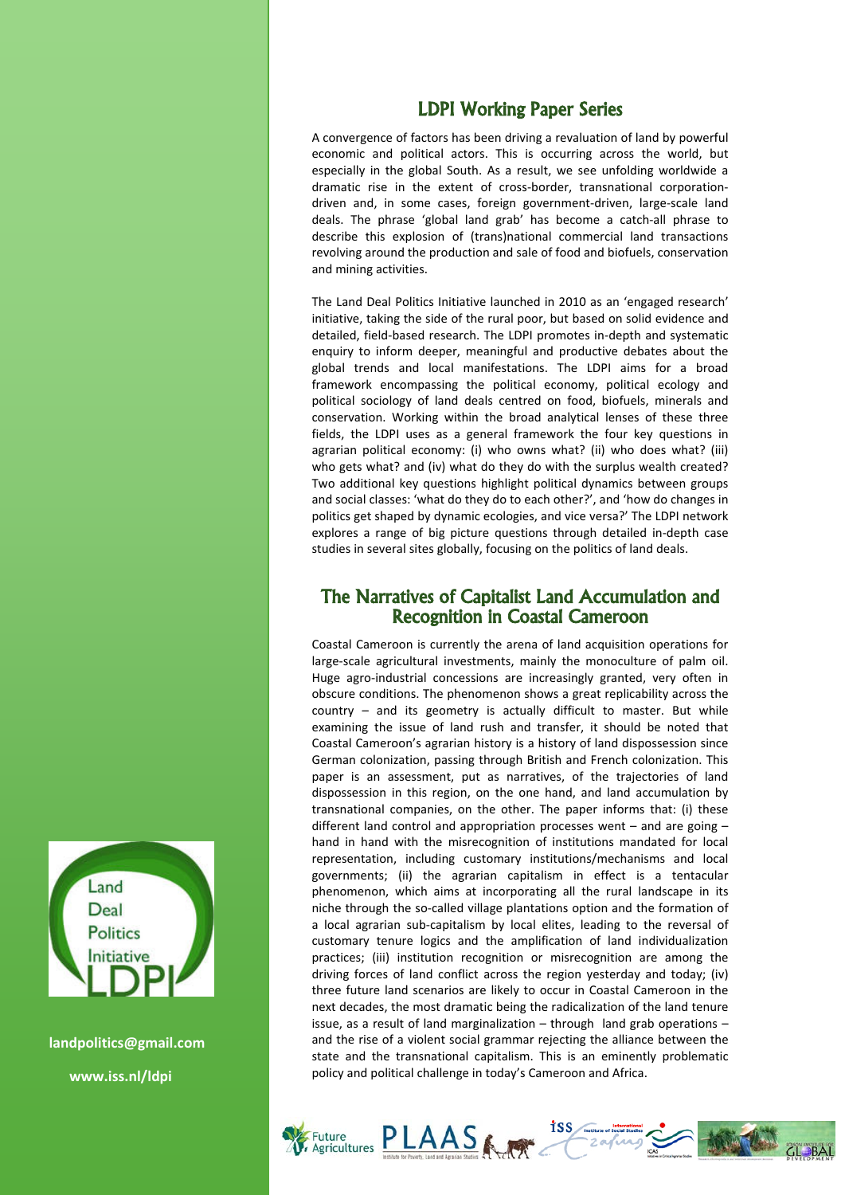## LDPI Working Paper Series

A convergence of factors has been driving a revaluation of land by powerful economic and political actors. This is occurring across the world, but especially in the global South. As a result, we see unfolding worldwide a dramatic rise in the extent of cross-border, transnational corporation-driven and, in some cases, foreign government-driven, large-scale land deals. The phrase 'global land grab' has become a catch-all phrase to describe this explosion of (trans)national commercial land transactions revolving around the production and sale of food and biofuels, conservation and mining activities.

The Land Deal Politics Initiative launched in 2010 as an 'engaged research' initiative, taking the side of the rural poor, but based on solid evidence and detailed, field-based research. The LDPI promotes in-depth and systematic enquiry to inform deeper, meaningful and productive debates about the global trends and local manifestations. The LDPI aims for a broad framework encompassing the political economy, political ecology and political sociology of land deals centred on food, biofuels, minerals and conservation. Working within the broad analytical lenses of these three fields, the LDPI uses as a general framework the four key questions in agrarian political economy: (i) who owns what? (ii) who does what? (iii) who gets what? and (iv) what do they do with the surplus wealth created? Two additional key questions highlight political dynamics between groups and social classes: 'what do they do to each other?', and 'how do changes in politics get shaped by dynamic ecologies, and vice versa?' The LDPI network explores a range of big picture questions through detailed in-depth case studies in several sites globally, focusing on the politics of land deals.

## The Narratives of Capitalist Land Accumulation and Recognition in Coastal Cameroon

Coastal Cameroon is currently the arena of land acquisition operations for large-scale agricultural investments, mainly the monoculture of palm oil. Huge agro-industrial concessions are increasingly granted, very often in obscure conditions. The phenomenon shows a great replicability across the country – and its geometry is actually difficult to master. But while examining the issue of land rush and transfer, it should be noted that Coastal Cameroon's agrarian history is a history of land dispossession since German colonization, passing through British and French colonization. This paper is an assessment, put as narratives, of the trajectories of land dispossession in this region, on the one hand, and land accumulation by transnational companies, on the other. The paper informs that: (i) these different land control and appropriation processes went – and are going – hand in hand with the misrecognition of institutions mandated for local representation, including customary institutions/mechanisms and local governments; (ii) the agrarian capitalism in effect is a tentacular phenomenon, which aims at incorporating all the rural landscape in its niche through the so-called village plantations option and the formation of a local agrarian sub-capitalism by local elites, leading to the reversal of customary tenure logics and the amplification of land individualization practices; (iii) institution recognition or misrecognition are among the driving forces of land conflict across the region yesterday and today; (iv) three future land scenarios are likely to occur in Coastal Cameroon in the next decades, the most dramatic being the radicalization of the land tenure issue, as a result of land marginalization – through land grab operations – and the rise of a violent social grammar rejecting the alliance between the state and the transnational capitalism. This is an eminently problematic policy and political challenge in today's Cameroon and Africa.

Land Deal Politics Initiative LDPI

landpolitics@gmail.com

www.iss.nl/ldpi